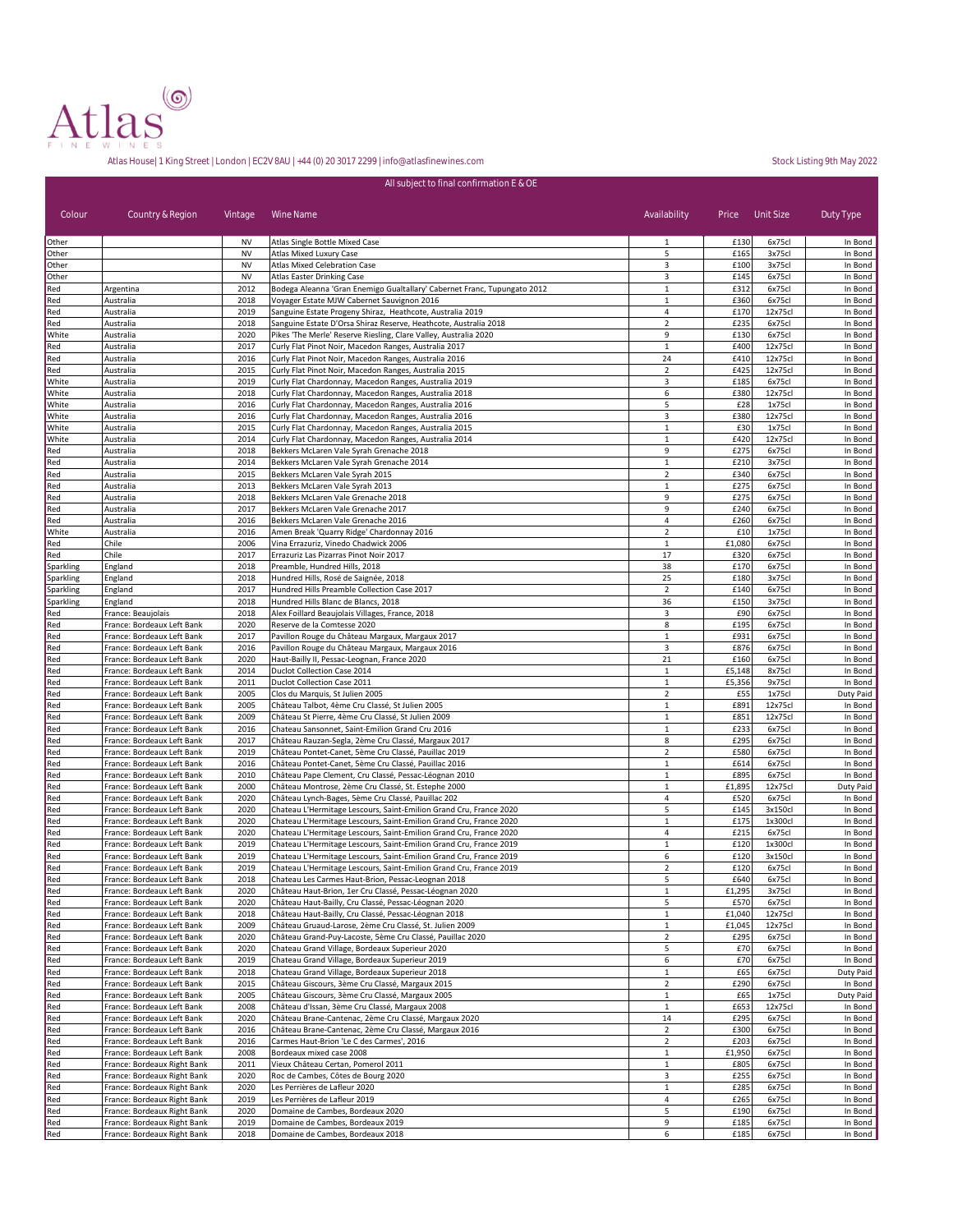Atlas FINE WINES

Atlas House| 1 King Street | London | EC2V 8AU | +44 (0) 20 3017 2299 | info@atlasfinewines.com

Stock Listing 9th May 2022

All subject to final confirmation E & OE

| Colour | Country & Region | Vintage | Wine Name | Availability | Price | Unit Size | Duty Type |
|---|---|---|---|---|---|---|---|
| Other | | NV | Atlas Single Bottle Mixed Case | 1 | £130 | 6x75cl | In Bond |
| Other | | NV | Atlas Mixed Luxury Case | 5 | £165 | 3x75cl | In Bond |
| Other | | NV | Atlas Mixed Celebration Case | 3 | £100 | 3x75cl | In Bond |
| Other | | NV | Atlas Easter Drinking Case | 3 | £145 | 6x75cl | In Bond |
| Red | Argentina | 2012 | Bodega Aleanna 'Gran Enemigo Gualtallary' Cabernet Franc, Tupungato 2012 | 1 | £312 | 6x75cl | In Bond |
| Red | Australia | 2018 | Voyager Estate MJW Cabernet Sauvignon 2016 | 1 | £360 | 6x75cl | In Bond |
| Red | Australia | 2019 | Sanguine Estate Progeny Shiraz, Heathcote, Australia 2019 | 4 | £170 | 12x75cl | In Bond |
| Red | Australia | 2018 | Sanguine Estate D'Orsa Shiraz Reserve, Heathcote, Australia 2018 | 2 | £235 | 6x75cl | In Bond |
| White | Australia | 2020 | Pikes 'The Merle' Reserve Riesling, Clare Valley, Australia 2020 | 9 | £130 | 6x75cl | In Bond |
| Red | Australia | 2017 | Curly Flat Pinot Noir, Macedon Ranges, Australia 2017 | 1 | £400 | 12x75cl | In Bond |
| Red | Australia | 2016 | Curly Flat Pinot Noir, Macedon Ranges, Australia 2016 | 24 | £410 | 12x75cl | In Bond |
| Red | Australia | 2015 | Curly Flat Pinot Noir, Macedon Ranges, Australia 2015 | 2 | £425 | 12x75cl | In Bond |
| White | Australia | 2019 | Curly Flat Chardonnay, Macedon Ranges, Australia 2019 | 3 | £185 | 6x75cl | In Bond |
| White | Australia | 2018 | Curly Flat Chardonnay, Macedon Ranges, Australia 2018 | 6 | £380 | 12x75cl | In Bond |
| White | Australia | 2016 | Curly Flat Chardonnay, Macedon Ranges, Australia 2016 | 5 | £28 | 1x75cl | In Bond |
| White | Australia | 2016 | Curly Flat Chardonnay, Macedon Ranges, Australia 2016 | 3 | £380 | 12x75cl | In Bond |
| White | Australia | 2015 | Curly Flat Chardonnay, Macedon Ranges, Australia 2015 | 1 | £30 | 1x75cl | In Bond |
| White | Australia | 2014 | Curly Flat Chardonnay, Macedon Ranges, Australia 2014 | 1 | £420 | 12x75cl | In Bond |
| Red | Australia | 2018 | Bekkers McLaren Vale Syrah Grenache 2018 | 9 | £275 | 6x75cl | In Bond |
| Red | Australia | 2014 | Bekkers McLaren Vale Syrah Grenache 2014 | 1 | £210 | 3x75cl | In Bond |
| Red | Australia | 2015 | Bekkers McLaren Vale Syrah 2015 | 2 | £340 | 6x75cl | In Bond |
| Red | Australia | 2013 | Bekkers McLaren Vale Syrah 2013 | 1 | £275 | 6x75cl | In Bond |
| Red | Australia | 2018 | Bekkers McLaren Vale Grenache 2018 | 9 | £275 | 6x75cl | In Bond |
| Red | Australia | 2017 | Bekkers McLaren Vale Grenache 2017 | 9 | £240 | 6x75cl | In Bond |
| Red | Australia | 2016 | Bekkers McLaren Vale Grenache 2016 | 4 | £260 | 6x75cl | In Bond |
| White | Australia | 2016 | Amen Break 'Quarry Ridge' Chardonnay 2016 | 2 | £10 | 1x75cl | In Bond |
| Red | Chile | 2006 | Vina Errazuriz, Vinedo Chadwick 2006 | 1 | £1,080 | 6x75cl | In Bond |
| Red | Chile | 2017 | Errazuriz Las Pizarras Pinot Noir 2017 | 17 | £320 | 6x75cl | In Bond |
| Sparkling | England | 2018 | Preamble, Hundred Hills, 2018 | 38 | £170 | 6x75cl | In Bond |
| Sparkling | England | 2018 | Hundred Hills, Rosé de Saignée, 2018 | 25 | £180 | 3x75cl | In Bond |
| Sparkling | England | 2017 | Hundred Hills Preamble Collection Case 2017 | 2 | £140 | 6x75cl | In Bond |
| Sparkling | England | 2018 | Hundred Hills Blanc de Blancs, 2018 | 36 | £150 | 3x75cl | In Bond |
| Red | France: Beaujolais | 2018 | Alex Foillard Beaujolais Villages, France, 2018 | 3 | £90 | 6x75cl | In Bond |
| Red | France: Bordeaux Left Bank | 2020 | Reserve de la Comtesse 2020 | 8 | £195 | 6x75cl | In Bond |
| Red | France: Bordeaux Left Bank | 2017 | Pavillon Rouge du Château Margaux, Margaux 2017 | 1 | £931 | 6x75cl | In Bond |
| Red | France: Bordeaux Left Bank | 2016 | Pavillon Rouge du Château Margaux, Margaux 2016 | 3 | £876 | 6x75cl | In Bond |
| Red | France: Bordeaux Left Bank | 2020 | Haut-Bailly II, Pessac-Leognan, France 2020 | 21 | £160 | 6x75cl | In Bond |
| Red | France: Bordeaux Left Bank | 2014 | Duclot Collection Case 2014 | 1 | £5,148 | 8x75cl | In Bond |
| Red | France: Bordeaux Left Bank | 2011 | Duclot Collection Case 2011 | 1 | £5,356 | 9x75cl | In Bond |
| Red | France: Bordeaux Left Bank | 2005 | Clos du Marquis, St Julien 2005 | 2 | £55 | 1x75cl | Duty Paid |
| Red | France: Bordeaux Left Bank | 2005 | Château Talbot, 4ème Cru Classé, St Julien 2005 | 1 | £891 | 12x75cl | In Bond |
| Red | France: Bordeaux Left Bank | 2009 | Château St Pierre, 4ème Cru Classé, St Julien 2009 | 1 | £851 | 12x75cl | In Bond |
| Red | France: Bordeaux Left Bank | 2016 | Chateau Sansonnet, Saint-Emilion Grand Cru 2016 | 1 | £233 | 6x75cl | In Bond |
| Red | France: Bordeaux Left Bank | 2017 | Château Rauzan-Segla, 2ème Cru Classé, Margaux 2017 | 8 | £295 | 6x75cl | In Bond |
| Red | France: Bordeaux Left Bank | 2019 | Château Pontet-Canet, 5ème Cru Classé, Pauillac 2019 | 2 | £580 | 6x75cl | In Bond |
| Red | France: Bordeaux Left Bank | 2016 | Château Pontet-Canet, 5ème Cru Classé, Pauillac 2016 | 1 | £614 | 6x75cl | In Bond |
| Red | France: Bordeaux Left Bank | 2010 | Château Pape Clement, Cru Classé, Pessac-Léognan 2010 | 1 | £895 | 6x75cl | In Bond |
| Red | France: Bordeaux Left Bank | 2000 | Château Montrose, 2ème Cru Classé, St. Estephe 2000 | 1 | £1,895 | 12x75cl | Duty Paid |
| Red | France: Bordeaux Left Bank | 2020 | Château Lynch-Bages, 5ème Cru Classé, Pauillac 202 | 4 | £520 | 6x75cl | In Bond |
| Red | France: Bordeaux Left Bank | 2020 | Chateau L'Hermitage Lescours, Saint-Emilion Grand Cru, France 2020 | 5 | £145 | 3x150cl | In Bond |
| Red | France: Bordeaux Left Bank | 2020 | Chateau L'Hermitage Lescours, Saint-Emilion Grand Cru, France 2020 | 1 | £175 | 1x300cl | In Bond |
| Red | France: Bordeaux Left Bank | 2020 | Chateau L'Hermitage Lescours, Saint-Emilion Grand Cru, France 2020 | 4 | £215 | 6x75cl | In Bond |
| Red | France: Bordeaux Left Bank | 2019 | Chateau L'Hermitage Lescours, Saint-Emilion Grand Cru, France 2019 | 1 | £120 | 1x300cl | In Bond |
| Red | France: Bordeaux Left Bank | 2019 | Chateau L'Hermitage Lescours, Saint-Emilion Grand Cru, France 2019 | 6 | £120 | 3x150cl | In Bond |
| Red | France: Bordeaux Left Bank | 2019 | Chateau L'Hermitage Lescours, Saint-Emilion Grand Cru, France 2019 | 2 | £120 | 6x75cl | In Bond |
| Red | France: Bordeaux Left Bank | 2018 | Chateau Les Carmes Haut-Brion, Pessac-Leognan 2018 | 5 | £640 | 6x75cl | In Bond |
| Red | France: Bordeaux Left Bank | 2020 | Château Haut-Brion, 1er Cru Classé, Pessac-Léognan 2020 | 1 | £1,295 | 3x75cl | In Bond |
| Red | France: Bordeaux Left Bank | 2020 | Château Haut-Bailly, Cru Classé, Pessac-Léognan 2020 | 5 | £570 | 6x75cl | In Bond |
| Red | France: Bordeaux Left Bank | 2018 | Château Haut-Bailly, Cru Classé, Pessac-Léognan 2018 | 1 | £1,040 | 12x75cl | In Bond |
| Red | France: Bordeaux Left Bank | 2009 | Château Gruaud-Larose, 2ème Cru Classé, St. Julien 2009 | 1 | £1,045 | 12x75cl | In Bond |
| Red | France: Bordeaux Left Bank | 2020 | Château Grand-Puy-Lacoste, 5ème Cru Classé, Pauillac 2020 | 2 | £295 | 6x75cl | In Bond |
| Red | France: Bordeaux Left Bank | 2020 | Chateau Grand Village, Bordeaux Superieur 2020 | 5 | £70 | 6x75cl | In Bond |
| Red | France: Bordeaux Left Bank | 2019 | Chateau Grand Village, Bordeaux Superieur 2019 | 6 | £70 | 6x75cl | In Bond |
| Red | France: Bordeaux Left Bank | 2018 | Chateau Grand Village, Bordeaux Superieur 2018 | 1 | £65 | 6x75cl | Duty Paid |
| Red | France: Bordeaux Left Bank | 2015 | Château Giscours, 3ème Cru Classé, Margaux 2015 | 2 | £290 | 6x75cl | In Bond |
| Red | France: Bordeaux Left Bank | 2005 | Château Giscours, 3ème Cru Classé, Margaux 2005 | 1 | £65 | 1x75cl | Duty Paid |
| Red | France: Bordeaux Left Bank | 2008 | Château d'Issan, 3ème Cru Classé, Margaux 2008 | 1 | £653 | 12x75cl | In Bond |
| Red | France: Bordeaux Left Bank | 2020 | Château Brane-Cantenac, 2ème Cru Classé, Margaux 2020 | 14 | £295 | 6x75cl | In Bond |
| Red | France: Bordeaux Left Bank | 2016 | Château Brane-Cantenac, 2ème Cru Classé, Margaux 2016 | 2 | £300 | 6x75cl | In Bond |
| Red | France: Bordeaux Left Bank | 2016 | Carmes Haut-Brion 'Le C des Carmes', 2016 | 2 | £203 | 6x75cl | In Bond |
| Red | France: Bordeaux Left Bank | 2008 | Bordeaux mixed case 2008 | 1 | £1,950 | 6x75cl | In Bond |
| Red | France: Bordeaux Right Bank | 2011 | Vieux Château Certan, Pomerol 2011 | 1 | £805 | 6x75cl | In Bond |
| Red | France: Bordeaux Right Bank | 2020 | Roc de Cambes, Côtes de Bourg 2020 | 3 | £255 | 6x75cl | In Bond |
| Red | France: Bordeaux Right Bank | 2020 | Les Perrières de Lafleur 2020 | 1 | £285 | 6x75cl | In Bond |
| Red | France: Bordeaux Right Bank | 2019 | Les Perrières de Lafleur 2019 | 4 | £265 | 6x75cl | In Bond |
| Red | France: Bordeaux Right Bank | 2020 | Domaine de Cambes, Bordeaux 2020 | 5 | £190 | 6x75cl | In Bond |
| Red | France: Bordeaux Right Bank | 2019 | Domaine de Cambes, Bordeaux 2019 | 9 | £185 | 6x75cl | In Bond |
| Red | France: Bordeaux Right Bank | 2018 | Domaine de Cambes, Bordeaux 2018 | 6 | £185 | 6x75cl | In Bond |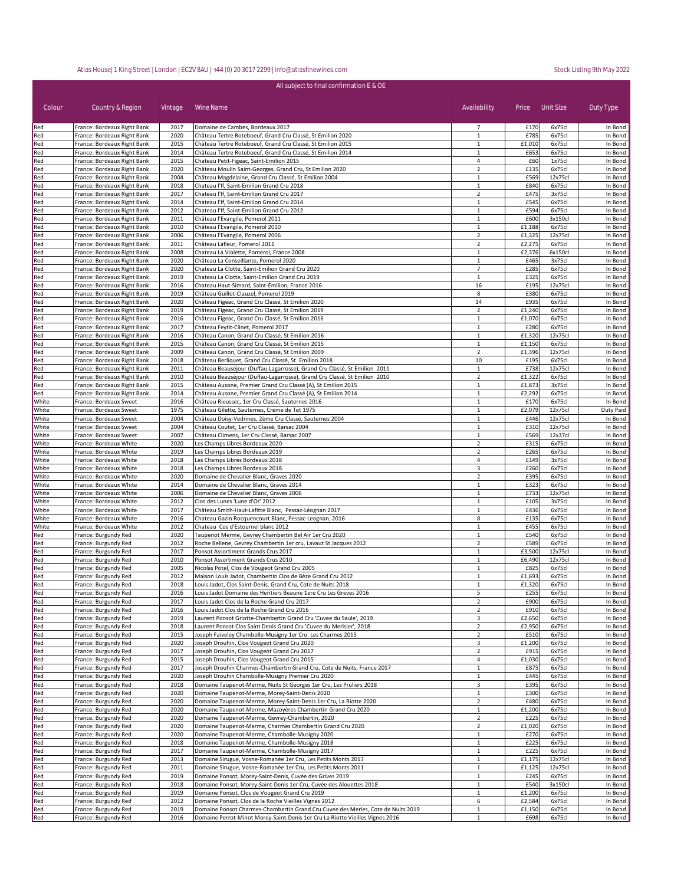Atlas House| 1 King Street | London | EC2V 8AU | +44 (0) 20 3017 2299 | info@atlasfinewines.com

Stock Listing 9th May 2022

All subject to final confirmation E & OE

| Colour | Country & Region | Vintage | Wine Name | Availability | Price | Unit Size | Duty Type |
|---|---|---|---|---|---|---|---|
| Red | France: Bordeaux Right Bank | 2017 | Domaine de Cambes, Bordeaux 2017 | 7 | £170 | 6x75cl | In Bond |
| Red | France: Bordeaux Right Bank | 2020 | Château Tertre Roteboeuf, Grand Cru Classé, St Emilion 2020 | 1 | £785 | 6x75cl | In Bond |
| Red | France: Bordeaux Right Bank | 2015 | Château Tertre Roteboeuf, Grand Cru Classé, St Emilion 2015 | 1 | £1,010 | 6x75cl | In Bond |
| Red | France: Bordeaux Right Bank | 2014 | Château Tertre Roteboeuf, Grand Cru Classé, St Emilion 2014 | 1 | £653 | 6x75cl | In Bond |
| Red | France: Bordeaux Right Bank | 2015 | Chateau Petit-Figeac, Saint-Emilion 2015 | 4 | £60 | 1x75cl | In Bond |
| Red | France: Bordeaux Right Bank | 2020 | Château Moulin Saint-Georges, Grand Cru Classé, St Emilion 2020 | 2 | £135 | 6x75cl | In Bond |
| Red | France: Bordeaux Right Bank | 2004 | Château Magdelaine, Grand Cru Classé, St Emilion 2004 | 1 | £569 | 12x75cl | In Bond |
| Red | France: Bordeaux Right Bank | 2018 | Chateau l'If, Saint-Emilion Grand Cru 2018 | 1 | £840 | 6x75cl | In Bond |
| Red | France: Bordeaux Right Bank | 2017 | Chateau l'If, Saint-Emilion Grand Cru 2017 | 2 | £475 | 3x75cl | In Bond |
| Red | France: Bordeaux Right Bank | 2014 | Chateau l'If, Saint-Emilion Grand Cru 2014 | 1 | £545 | 6x75cl | In Bond |
| Red | France: Bordeaux Right Bank | 2012 | Chateau l'If, Saint-Emilion Grand Cru 2012 | 1 | £594 | 6x75cl | In Bond |
| Red | France: Bordeaux Right Bank | 2011 | Château l'Evangile, Pomerol 2011 | 1 | £600 | 3x150cl | In Bond |
| Red | France: Bordeaux Right Bank | 2010 | Château l'Evangile, Pomerol 2010 | 1 | £1,188 | 6x75cl | In Bond |
| Red | France: Bordeaux Right Bank | 2006 | Château l'Evangile, Pomerol 2006 | 2 | £1,325 | 12x75cl | In Bond |
| Red | France: Bordeaux Right Bank | 2011 | Château Lafleur, Pomerol 2011 | 2 | £2,275 | 6x75cl | In Bond |
| Red | France: Bordeaux Right Bank | 2008 | Chateau La Violette, Pomerol, France 2008 | 1 | £2,376 | 6x150cl | In Bond |
| Red | France: Bordeaux Right Bank | 2020 | Château La Conseillante, Pomerol 2020 | 1 | £465 | 3x75cl | In Bond |
| Red | France: Bordeaux Right Bank | 2020 | Chateau La Clotte, Saint-Emilion Grand Cru 2020 | 7 | £285 | 6x75cl | In Bond |
| Red | France: Bordeaux Right Bank | 2019 | Chateau La Clotte, Saint-Emilion Grand Cru 2019 | 1 | £325 | 6x75cl | In Bond |
| Red | France: Bordeaux Right Bank | 2016 | Chateau Haut-Simard, Saint-Emilion, France 2016 | 16 | £195 | 12x75cl | In Bond |
| Red | France: Bordeaux Right Bank | 2019 | Château Guillot-Clauzel, Pomerol 2019 | 8 | £380 | 6x75cl | In Bond |
| Red | France: Bordeaux Right Bank | 2020 | Château Figeac, Grand Cru Classé, St Emilion 2020 | 14 | £935 | 6x75cl | In Bond |
| Red | France: Bordeaux Right Bank | 2019 | Château Figeac, Grand Cru Classé, St Emilion 2019 | 2 | £1,240 | 6x75cl | In Bond |
| Red | France: Bordeaux Right Bank | 2016 | Château Figeac, Grand Cru Classé, St Emilion 2016 | 1 | £1,070 | 6x75cl | In Bond |
| Red | France: Bordeaux Right Bank | 2017 | Château Feytit-Clinet, Pomerol 2017 | 1 | £280 | 6x75cl | In Bond |
| Red | France: Bordeaux Right Bank | 2016 | Château Canon, Grand Cru Classé, St Emilion 2016 | 1 | £1,320 | 12x75cl | In Bond |
| Red | France: Bordeaux Right Bank | 2015 | Château Canon, Grand Cru Classé, St Emilion 2015 | 1 | £1,150 | 6x75cl | In Bond |
| Red | France: Bordeaux Right Bank | 2009 | Château Canon, Grand Cru Classé, St Emilion 2009 | 2 | £1,396 | 12x75cl | In Bond |
| Red | France: Bordeaux Right Bank | 2018 | Château Berliquet, Grand Cru Classé, St. Emilion 2018 | 10 | £195 | 6x75cl | In Bond |
| Red | France: Bordeaux Right Bank | 2011 | Château Beauséjour (Duffau-Lagarrosse), Grand Cru Classé, St Emilion 2011 | 1 | £738 | 12x75cl | In Bond |
| Red | France: Bordeaux Right Bank | 2010 | Château Beauséjour (Duffau-Lagarrosse), Grand Cru Classé, St Emilion 2010 | 2 | £1,322 | 6x75cl | In Bond |
| Red | France: Bordeaux Right Bank | 2015 | Château Ausone, Premier Grand Cru Classé (A), St Emilion 2015 | 1 | £1,873 | 3x75cl | In Bond |
| Red | France: Bordeaux Right Bank | 2014 | Château Ausone, Premier Grand Cru Classé (A), St Emilion 2014 | 1 | £2,292 | 6x75cl | In Bond |
| White | France: Bordeaux Sweet | 2016 | Château Rieussec, 1er Cru Classé, Sauternes 2016 | 1 | £170 | 6x75cl | In Bond |
| White | France: Bordeaux Sweet | 1975 | Château Gilette, Sauternes, Creme de Tet 1975 | 1 | £2,079 | 12x75cl | Duty Paid |
| White | France: Bordeaux Sweet | 2004 | Château Doisy-Vedrines, 2ème Cru Classé, Sauternes 2004 | 1 | £446 | 12x75cl | In Bond |
| White | France: Bordeaux Sweet | 2004 | Château Coutet, 1er Cru Classé, Barsac 2004 | 1 | £310 | 12x75cl | In Bond |
| White | France: Bordeaux Sweet | 2007 | Château Climens, 1er Cru Classé, Barsac 2007 | 1 | £569 | 12x37cl | In Bond |
| White | France: Bordeaux White | 2020 | Les Champs Libres Bordeaux 2020 | 2 | £315 | 6x75cl | In Bond |
| White | France: Bordeaux White | 2019 | Les Champs Libres Bordeaux 2019 | 2 | £265 | 6x75cl | In Bond |
| White | France: Bordeaux White | 2018 | Les Champs Libres Bordeaux 2018 | 4 | £149 | 3x75cl | In Bond |
| White | France: Bordeaux White | 2018 | Les Champs Libres Bordeaux 2018 | 3 | £260 | 6x75cl | In Bond |
| White | France: Bordeaux White | 2020 | Domaine de Chevalier Blanc, Graves 2020 | 2 | £395 | 6x75cl | In Bond |
| White | France: Bordeaux White | 2014 | Domaine de Chevalier Blanc, Graves 2014 | 1 | £323 | 6x75cl | In Bond |
| White | France: Bordeaux White | 2006 | Domaine de Chevalier Blanc, Graves 2006 | 1 | £733 | 12x75cl | In Bond |
| White | France: Bordeaux White | 2012 | Clos des Lunes 'Lune d'Or' 2012 | 1 | £105 | 3x75cl | In Bond |
| White | France: Bordeaux White | 2017 | Château Smith-Haut-Lafitte Blanc, Pessac-Léognan 2017 | 1 | £436 | 6x75cl | In Bond |
| White | France: Bordeaux White | 2016 | Chateau Gazin Rocquencourt Blanc, Pessac-Leognan, 2016 | 8 | £135 | 6x75cl | In Bond |
| White | France: Bordeaux White | 2012 | Chateau Cos d'Estournel blanc 2012 | 1 | £455 | 6x75cl | In Bond |
| Red | France: Burgundy Red | 2020 | Taupenot Merme, Gevrey Chambertin Bel Air 1er Cru 2020 | 1 | £540 | 6x75cl | In Bond |
| Red | France: Burgundy Red | 2012 | Roche Bellene, Gevrey Chambertin 1er cru, Lavaut St Jacques 2012 | 2 | £589 | 6x75cl | In Bond |
| Red | France: Burgundy Red | 2017 | Ponsot Assortiment Grands Crus 2017 | 1 | £3,500 | 12x75cl | In Bond |
| Red | France: Burgundy Red | 2010 | Ponsot Assortiment Grands Crus 2010 | 1 | £6,490 | 12x75cl | In Bond |
| Red | France: Burgundy Red | 2005 | Nicolas Potel, Clos de Vougeot Grand Cru 2005 | 1 | £825 | 6x75cl | In Bond |
| Red | France: Burgundy Red | 2012 | Maison Louis Jadot, Chambertin Clos de Bèze Grand Cru 2012 | 1 | £1,693 | 6x75cl | In Bond |
| Red | France: Burgundy Red | 2018 | Louis Jadot, Clos Saint-Denis, Grand Cru, Cote de Nuits 2018 | 1 | £1,320 | 6x75cl | In Bond |
| Red | France: Burgundy Red | 2016 | Louis Jadot Domaine des Heritiers Beaune 1ere Cru Les Greves 2016 | 5 | £255 | 6x75cl | In Bond |
| Red | France: Burgundy Red | 2017 | Louis Jadot Clos de la Roche Grand Cru 2017 | 2 | £900 | 6x75cl | In Bond |
| Red | France: Burgundy Red | 2016 | Louis Jadot Clos de la Roche Grand Cru 2016 | 2 | £910 | 6x75cl | In Bond |
| Red | France: Burgundy Red | 2019 | Laurent Ponsot Griotte-Chambertin Grand Cru 'Cuvee du Saule', 2019 | 3 | £2,650 | 6x75cl | In Bond |
| Red | France: Burgundy Red | 2018 | Laurent Ponsot Clos Saint Denis Grand Cru 'Cuvee du Merisier', 2018 | 2 | £2,950 | 6x75cl | In Bond |
| Red | France: Burgundy Red | 2015 | Joseph Faiveley Chambolle-Musigny 1er Cru Les Charmes 2015 | 2 | £510 | 6x75cl | In Bond |
| Red | France: Burgundy Red | 2020 | Joseph Drouhin, Clos Vougeot Grand Cru 2020 | 3 | £1,200 | 6x75cl | In Bond |
| Red | France: Burgundy Red | 2017 | Joseph Drouhin, Clos Vougeot Grand Cru 2017 | 2 | £915 | 6x75cl | In Bond |
| Red | France: Burgundy Red | 2015 | Joseph Drouhin, Clos Vougeot Grand Cru 2015 | 4 | £1,030 | 6x75cl | In Bond |
| Red | France: Burgundy Red | 2017 | Joseph Drouhin Charmes-Chambertin Grand Cru, Cote de Nuits, France 2017 | 1 | £875 | 6x75cl | In Bond |
| Red | France: Burgundy Red | 2020 | Joseph Drouhin Chambolle-Musigny Premier Cru 2020 | 1 | £445 | 6x75cl | In Bond |
| Red | France: Burgundy Red | 2018 | Domaine Taupenot-Merme, Nuits St Georges 1er Cru, Les Pruliers 2018 | 3 | £395 | 6x75cl | In Bond |
| Red | France: Burgundy Red | 2020 | Domaine Taupenot-Merme, Morey-Saint-Denis 2020 | 1 | £300 | 6x75cl | In Bond |
| Red | France: Burgundy Red | 2020 | Domaine Taupenot-Merme, Morey-Saint-Denis 1er Cru, La Riotte 2020 | 2 | £480 | 6x75cl | In Bond |
| Red | France: Burgundy Red | 2020 | Domaine Taupenot-Merme, Mazoyères Chambertin Grand Cru 2020 | 1 | £1,200 | 6x75cl | In Bond |
| Red | France: Burgundy Red | 2020 | Domaine Taupenot-Merme, Gevrey-Chambertin, 2020 | 2 | £225 | 6x75cl | In Bond |
| Red | France: Burgundy Red | 2020 | Domaine Taupenot-Merme, Charmes Chambertin Grand Cru 2020 | 2 | £1,020 | 6x75cl | In Bond |
| Red | France: Burgundy Red | 2020 | Domaine Taupenot-Merme, Chambolle-Musigny 2020 | 1 | £270 | 6x75cl | In Bond |
| Red | France: Burgundy Red | 2018 | Domaine Taupenot-Merme, Chambolle-Musigny 2018 | 1 | £225 | 6x75cl | In Bond |
| Red | France: Burgundy Red | 2017 | Domaine Taupenot-Merme, Chambolle-Musigny 2017 | 1 | £225 | 6x75cl | In Bond |
| Red | France: Burgundy Red | 2013 | Domaine Sirugue, Vosne-Romanée 1er Cu, Les Petits Monts 2013 | 1 | £1,175 | 12x75cl | In Bond |
| Red | France: Burgundy Red | 2011 | Domaine Sirugue, Vosne-Romanée 1er Cu, Les Petits Monts 2011 | 1 | £1,125 | 12x75cl | In Bond |
| Red | France: Burgundy Red | 2019 | Domaine Ponsot, Morey-Saint-Denis, Cuvée des Grives 2019 | 1 | £245 | 6x75cl | In Bond |
| Red | France: Burgundy Red | 2018 | Domaine Ponsot, Morey-Saint-Denis 1er Cru, Cuvée des Alouettes 2018 | 1 | £540 | 3x150cl | In Bond |
| Red | France: Burgundy Red | 2019 | Domaine Ponsot, Clos de Vougeot Grand Cru 2019 | 1 | £1,200 | 6x75cl | In Bond |
| Red | France: Burgundy Red | 2012 | Domaine Ponsot, Clos de la Roche Vieilles Vignes 2012 | 6 | £2,584 | 6x75cl | In Bond |
| Red | France: Burgundy Red | 2019 | Domaine Ponsot Charmes-Chambertin Grand Cru Cuvee des Merles, Cote de Nuits 2019 | 1 | £1,150 | 6x75cl | In Bond |
| Red | France: Burgundy Red | 2016 | Domaine Perrot-Minot Morey-Saint-Denis 1er Cru La Riotte Vieilles Vignes 2016 | 1 | £698 | 6x75cl | In Bond |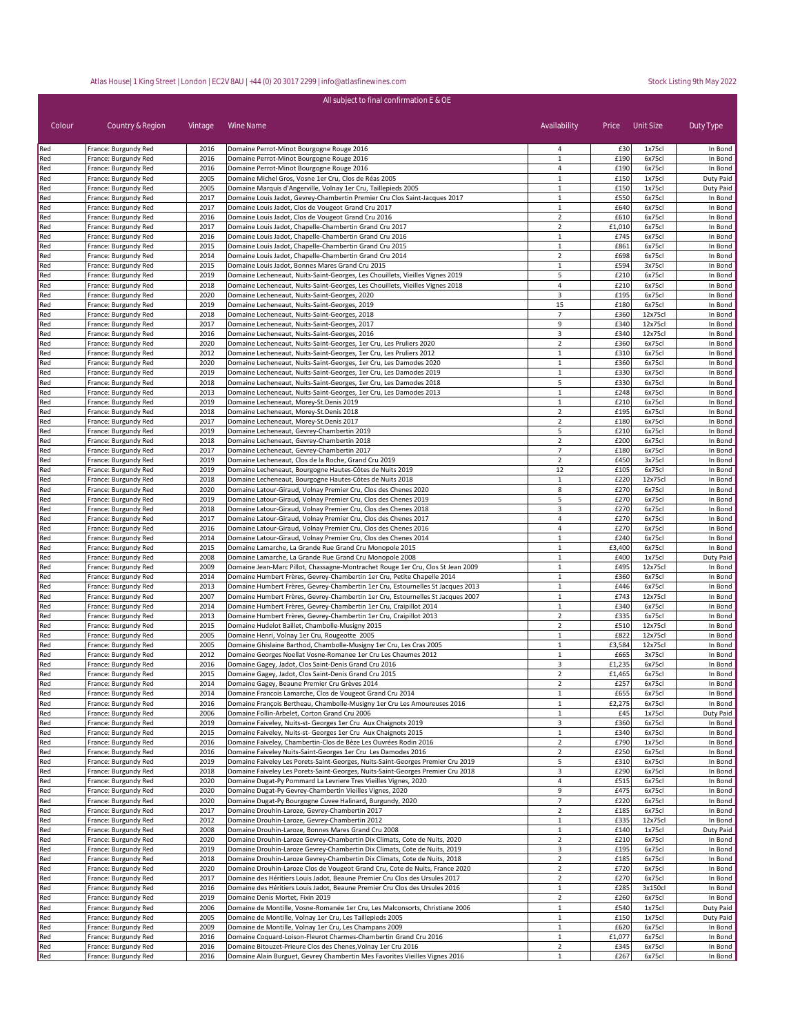Atlas House| 1 King Street | London | EC2V 8AU | +44 (0) 20 3017 2299 | info@atlasfinewines.com

Stock Listing 9th May 2022

All subject to final confirmation E & OE

| Colour | Country & Region | Vintage | Wine Name | Availability | Price | Unit Size | Duty Type |
|---|---|---|---|---|---|---|---|
| Red | France: Burgundy Red | 2016 | Domaine Perrot-Minot Bourgogne Rouge 2016 | 4 | £30 | 1x75cl | In Bond |
| Red | France: Burgundy Red | 2016 | Domaine Perrot-Minot Bourgogne Rouge 2016 | 1 | £190 | 6x75cl | In Bond |
| Red | France: Burgundy Red | 2016 | Domaine Perrot-Minot Bourgogne Rouge 2016 | 4 | £190 | 6x75cl | In Bond |
| Red | France: Burgundy Red | 2005 | Domaine Michel Gros, Vosne 1er Cru, Clos de Réas 2005 | 1 | £150 | 1x75cl | Duty Paid |
| Red | France: Burgundy Red | 2005 | Domaine Marquis d'Angerville, Volnay 1er Cru, Taillepieds 2005 | 1 | £150 | 1x75cl | Duty Paid |
| Red | France: Burgundy Red | 2017 | Domaine Louis Jadot, Gevrey-Chambertin Premier Cru Clos Saint-Jacques 2017 | 1 | £550 | 6x75cl | In Bond |
| Red | France: Burgundy Red | 2017 | Domaine Louis Jadot, Clos de Vougeot Grand Cru 2017 | 1 | £640 | 6x75cl | In Bond |
| Red | France: Burgundy Red | 2016 | Domaine Louis Jadot, Clos de Vougeot Grand Cru 2016 | 2 | £610 | 6x75cl | In Bond |
| Red | France: Burgundy Red | 2017 | Domaine Louis Jadot, Chapelle-Chambertin Grand Cru 2017 | 2 | £1,010 | 6x75cl | In Bond |
| Red | France: Burgundy Red | 2016 | Domaine Louis Jadot, Chapelle-Chambertin Grand Cru 2016 | 1 | £745 | 6x75cl | In Bond |
| Red | France: Burgundy Red | 2015 | Domaine Louis Jadot, Chapelle-Chambertin Grand Cru 2015 | 1 | £861 | 6x75cl | In Bond |
| Red | France: Burgundy Red | 2014 | Domaine Louis Jadot, Chapelle-Chambertin Grand Cru 2014 | 2 | £698 | 6x75cl | In Bond |
| Red | France: Burgundy Red | 2015 | Domaine Louis Jadot, Bonnes Mares Grand Cru 2015 | 1 | £594 | 3x75cl | In Bond |
| Red | France: Burgundy Red | 2019 | Domaine Lecheneaut, Nuits-Saint-Georges, Les Chouillets, Vieilles Vignes 2019 | 5 | £210 | 6x75cl | In Bond |
| Red | France: Burgundy Red | 2018 | Domaine Lecheneaut, Nuits-Saint-Georges, Les Chouillets, Vieilles Vignes 2018 | 4 | £210 | 6x75cl | In Bond |
| Red | France: Burgundy Red | 2020 | Domaine Lecheneaut, Nuits-Saint-Georges, 2020 | 3 | £195 | 6x75cl | In Bond |
| Red | France: Burgundy Red | 2019 | Domaine Lecheneaut, Nuits-Saint-Georges, 2019 | 15 | £180 | 6x75cl | In Bond |
| Red | France: Burgundy Red | 2018 | Domaine Lecheneaut, Nuits-Saint-Georges, 2018 | 7 | £360 | 12x75cl | In Bond |
| Red | France: Burgundy Red | 2017 | Domaine Lecheneaut, Nuits-Saint-Georges, 2017 | 9 | £340 | 12x75cl | In Bond |
| Red | France: Burgundy Red | 2016 | Domaine Lecheneaut, Nuits-Saint-Georges, 2016 | 3 | £340 | 12x75cl | In Bond |
| Red | France: Burgundy Red | 2020 | Domaine Lecheneaut, Nuits-Saint-Georges, 1er Cru, Les Pruliers 2020 | 2 | £360 | 6x75cl | In Bond |
| Red | France: Burgundy Red | 2012 | Domaine Lecheneaut, Nuits-Saint-Georges, 1er Cru, Les Pruliers 2012 | 1 | £310 | 6x75cl | In Bond |
| Red | France: Burgundy Red | 2020 | Domaine Lecheneaut, Nuits-Saint-Georges, 1er Cru, Les Damodes 2020 | 1 | £360 | 6x75cl | In Bond |
| Red | France: Burgundy Red | 2019 | Domaine Lecheneaut, Nuits-Saint-Georges, 1er Cru, Les Damodes 2019 | 1 | £330 | 6x75cl | In Bond |
| Red | France: Burgundy Red | 2018 | Domaine Lecheneaut, Nuits-Saint-Georges, 1er Cru, Les Damodes 2018 | 5 | £330 | 6x75cl | In Bond |
| Red | France: Burgundy Red | 2013 | Domaine Lecheneaut, Nuits-Saint-Georges, 1er Cru, Les Damodes 2013 | 1 | £248 | 6x75cl | In Bond |
| Red | France: Burgundy Red | 2019 | Domaine Lecheneaut, Morey-St.Denis 2019 | 1 | £210 | 6x75cl | In Bond |
| Red | France: Burgundy Red | 2018 | Domaine Lecheneaut, Morey-St.Denis 2018 | 2 | £195 | 6x75cl | In Bond |
| Red | France: Burgundy Red | 2017 | Domaine Lecheneaut, Morey-St.Denis 2017 | 2 | £180 | 6x75cl | In Bond |
| Red | France: Burgundy Red | 2019 | Domaine Lecheneaut, Gevrey-Chambertin 2019 | 5 | £210 | 6x75cl | In Bond |
| Red | France: Burgundy Red | 2018 | Domaine Lecheneaut, Gevrey-Chambertin 2018 | 2 | £200 | 6x75cl | In Bond |
| Red | France: Burgundy Red | 2017 | Domaine Lecheneaut, Gevrey-Chambertin 2017 | 7 | £180 | 6x75cl | In Bond |
| Red | France: Burgundy Red | 2019 | Domaine Lecheneaut, Clos de la Roche, Grand Cru 2019 | 2 | £450 | 3x75cl | In Bond |
| Red | France: Burgundy Red | 2019 | Domaine Lecheneaut, Bourgogne Hautes-Côtes de Nuits 2019 | 12 | £105 | 6x75cl | In Bond |
| Red | France: Burgundy Red | 2018 | Domaine Lecheneaut, Bourgogne Hautes-Côtes de Nuits 2018 | 1 | £220 | 12x75cl | In Bond |
| Red | France: Burgundy Red | 2020 | Domaine Latour-Giraud, Volnay Premier Cru, Clos des Chenes 2020 | 8 | £270 | 6x75cl | In Bond |
| Red | France: Burgundy Red | 2019 | Domaine Latour-Giraud, Volnay Premier Cru, Clos des Chenes 2019 | 5 | £270 | 6x75cl | In Bond |
| Red | France: Burgundy Red | 2018 | Domaine Latour-Giraud, Volnay Premier Cru, Clos des Chenes 2018 | 3 | £270 | 6x75cl | In Bond |
| Red | France: Burgundy Red | 2017 | Domaine Latour-Giraud, Volnay Premier Cru, Clos des Chenes 2017 | 4 | £270 | 6x75cl | In Bond |
| Red | France: Burgundy Red | 2016 | Domaine Latour-Giraud, Volnay Premier Cru, Clos des Chenes 2016 | 4 | £270 | 6x75cl | In Bond |
| Red | France: Burgundy Red | 2014 | Domaine Latour-Giraud, Volnay Premier Cru, Clos des Chenes 2014 | 1 | £240 | 6x75cl | In Bond |
| Red | France: Burgundy Red | 2015 | Domaine Lamarche, La Grande Rue Grand Cru Monopole 2015 | 1 | £3,400 | 6x75cl | In Bond |
| Red | France: Burgundy Red | 2008 | Domaine Lamarche, La Grande Rue Grand Cru Monopole 2008 | 1 | £400 | 1x75cl | Duty Paid |
| Red | France: Burgundy Red | 2009 | Domaine Jean-Marc Pillot, Chassagne-Montrachet Rouge 1er Cru, Clos St Jean 2009 | 1 | £495 | 12x75cl | In Bond |
| Red | France: Burgundy Red | 2014 | Domaine Humbert Frères, Gevrey-Chambertin 1er Cru, Petite Chapelle 2014 | 1 | £360 | 6x75cl | In Bond |
| Red | France: Burgundy Red | 2013 | Domaine Humbert Frères, Gevrey-Chambertin 1er Cru, Estournelles St Jacques 2013 | 1 | £446 | 6x75cl | In Bond |
| Red | France: Burgundy Red | 2007 | Domaine Humbert Frères, Gevrey-Chambertin 1er Cru, Estournelles St Jacques 2007 | 1 | £743 | 12x75cl | In Bond |
| Red | France: Burgundy Red | 2014 | Domaine Humbert Frères, Gevrey-Chambertin 1er Cru, Craipillot 2014 | 1 | £340 | 6x75cl | In Bond |
| Red | France: Burgundy Red | 2013 | Domaine Humbert Frères, Gevrey-Chambertin 1er Cru, Craipillot 2013 | 2 | £335 | 6x75cl | In Bond |
| Red | France: Burgundy Red | 2015 | Domaine Hudelot Baillet, Chambolle-Musigny 2015 | 2 | £510 | 12x75cl | In Bond |
| Red | France: Burgundy Red | 2005 | Domaine Henri, Volnay 1er Cru, Rougeotte 2005 | 1 | £822 | 12x75cl | In Bond |
| Red | France: Burgundy Red | 2005 | Domaine Ghislaine Barthod, Chambolle-Musigny 1er Cru, Les Cras 2005 | 1 | £3,584 | 12x75cl | In Bond |
| Red | France: Burgundy Red | 2012 | Domaine Georges Noellat Vosne-Romanee 1er Cru Les Chaumes 2012 | 1 | £665 | 3x75cl | In Bond |
| Red | France: Burgundy Red | 2016 | Domaine Gagey, Jadot, Clos Saint-Denis Grand Cru 2016 | 3 | £1,235 | 6x75cl | In Bond |
| Red | France: Burgundy Red | 2015 | Domaine Gagey, Jadot, Clos Saint-Denis Grand Cru 2015 | 2 | £1,465 | 6x75cl | In Bond |
| Red | France: Burgundy Red | 2014 | Domaine Gagey, Beaune Premier Cru Grèves 2014 | 2 | £257 | 6x75cl | In Bond |
| Red | France: Burgundy Red | 2014 | Domaine Francois Lamarche, Clos de Vougeot Grand Cru 2014 | 1 | £655 | 6x75cl | In Bond |
| Red | France: Burgundy Red | 2016 | Domaine François Bertheau, Chambolle-Musigny 1er Cru Les Amoureuses 2016 | 1 | £2,275 | 6x75cl | In Bond |
| Red | France: Burgundy Red | 2006 | Domaine Follin-Arbelet, Corton Grand Cru 2006 | 1 | £45 | 1x75cl | Duty Paid |
| Red | France: Burgundy Red | 2019 | Domaine Faiveley, Nuits-st- Georges 1er Cru Aux Chaignots 2019 | 3 | £360 | 6x75cl | In Bond |
| Red | France: Burgundy Red | 2015 | Domaine Faiveley, Nuits-st- Georges 1er Cru Aux Chaignots 2015 | 1 | £340 | 6x75cl | In Bond |
| Red | France: Burgundy Red | 2016 | Domaine Faiveley, Chambertin-Clos de Bèze Les Ouvrées Rodin 2016 | 2 | £790 | 1x75cl | In Bond |
| Red | France: Burgundy Red | 2016 | Domaine Faiveley Nuits-Saint-Georges 1er Cru Les Damodes 2016 | 2 | £250 | 6x75cl | In Bond |
| Red | France: Burgundy Red | 2019 | Domaine Faiveley Les Porets-Saint-Georges, Nuits-Saint-Georges Premier Cru 2019 | 5 | £310 | 6x75cl | In Bond |
| Red | France: Burgundy Red | 2018 | Domaine Faiveley Les Porets-Saint-Georges, Nuits-Saint-Georges Premier Cru 2018 | 3 | £290 | 6x75cl | In Bond |
| Red | France: Burgundy Red | 2020 | Domaine Dugat-Py Pommard La Levriere Tres Vieilles Vignes, 2020 | 4 | £515 | 6x75cl | In Bond |
| Red | France: Burgundy Red | 2020 | Domaine Dugat-Py Gevrey-Chambertin Vieilles Vignes, 2020 | 9 | £475 | 6x75cl | In Bond |
| Red | France: Burgundy Red | 2020 | Domaine Dugat-Py Bourgogne Cuvee Halinard, Burgundy, 2020 | 7 | £220 | 6x75cl | In Bond |
| Red | France: Burgundy Red | 2017 | Domaine Drouhin-Laroze, Gevrey-Chambertin 2017 | 2 | £185 | 6x75cl | In Bond |
| Red | France: Burgundy Red | 2012 | Domaine Drouhin-Laroze, Gevrey-Chambertin 2012 | 1 | £335 | 12x75cl | In Bond |
| Red | France: Burgundy Red | 2008 | Domaine Drouhin-Laroze, Bonnes Mares Grand Cru 2008 | 1 | £140 | 1x75cl | Duty Paid |
| Red | France: Burgundy Red | 2020 | Domaine Drouhin-Laroze Gevrey-Chambertin Dix Climats, Cote de Nuits, 2020 | 2 | £210 | 6x75cl | In Bond |
| Red | France: Burgundy Red | 2019 | Domaine Drouhin-Laroze Gevrey-Chambertin Dix Climats, Cote de Nuits, 2019 | 3 | £195 | 6x75cl | In Bond |
| Red | France: Burgundy Red | 2018 | Domaine Drouhin-Laroze Gevrey-Chambertin Dix Climats, Cote de Nuits, 2018 | 2 | £185 | 6x75cl | In Bond |
| Red | France: Burgundy Red | 2020 | Domaine Drouhin-Laroze Clos de Vougeot Grand Cru, Cote de Nuits, France 2020 | 2 | £720 | 6x75cl | In Bond |
| Red | France: Burgundy Red | 2017 | Domaine des Héritiers Louis Jadot, Beaune Premier Cru Clos des Ursules 2017 | 2 | £270 | 6x75cl | In Bond |
| Red | France: Burgundy Red | 2016 | Domaine des Héritiers Louis Jadot, Beaune Premier Cru Clos des Ursules 2016 | 1 | £285 | 3x150cl | In Bond |
| Red | France: Burgundy Red | 2019 | Domaine Denis Mortet, Fixin 2019 | 2 | £260 | 6x75cl | In Bond |
| Red | France: Burgundy Red | 2006 | Domaine de Montille, Vosne-Romanée 1er Cru, Les Malconsorts, Christiane 2006 | 1 | £540 | 1x75cl | Duty Paid |
| Red | France: Burgundy Red | 2005 | Domaine de Montille, Volnay 1er Cru, Les Taillepieds 2005 | 1 | £150 | 1x75cl | Duty Paid |
| Red | France: Burgundy Red | 2009 | Domaine de Montille, Volnay 1er Cru, Les Champans 2009 | 1 | £620 | 6x75cl | In Bond |
| Red | France: Burgundy Red | 2016 | Domaine Coquard-Loison-Fleurot Charmes-Chambertin Grand Cru 2016 | 1 | £1,077 | 6x75cl | In Bond |
| Red | France: Burgundy Red | 2016 | Domaine Bitouzet-Prieure Clos des Chenes,Volnay 1er Cru 2016 | 2 | £345 | 6x75cl | In Bond |
| Red | France: Burgundy Red | 2016 | Domaine Alain Burguet, Gevrey Chambertin Mes Favorites Vieilles Vignes 2016 | 1 | £267 | 6x75cl | In Bond |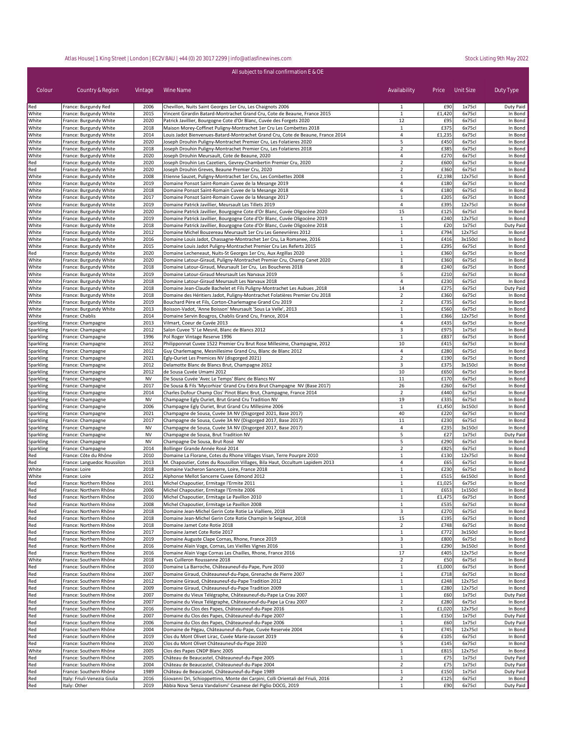Atlas House| 1 King Street | London | EC2V 8AU | +44 (0) 20 3017 2299 | info@atlasfinewines.com

Stock Listing 9th May 2022

All subject to final confirmation E & OE

| Colour | Country & Region | Vintage | Wine Name | Availability | Price | Unit Size | Duty Type |
|---|---|---|---|---|---|---|---|
| Red | France: Burgundy Red | 2006 | Chevillon, Nuits Saint Georges 1er Cru, Les Chaignots 2006 | 1 | £90 | 1x75cl | Duty Paid |
| White | France: Burgundy White | 2015 | Vincent Girardin Batard-Montrachet Grand Cru, Cote de Beaune, France 2015 | 1 | £1,420 | 6x75cl | In Bond |
| White | France: Burgundy White | 2020 | Patrick Javillier, Bourgogne Cote d'Or Blanc, Cuvée des Forgets 2020 | 12 | £95 | 6x75cl | In Bond |
| White | France: Burgundy White | 2018 | Maison Morey-Coffinet Puligny-Montrachet 1er Cru Les Combettes 2018 | 1 | £375 | 6x75cl | In Bond |
| White | France: Burgundy White | 2014 | Louis Jadot Bienvenues-Batard-Montrachet Grand Cru, Cote de Beaune, France 2014 | 4 | £1,235 | 6x75cl | In Bond |
| White | France: Burgundy White | 2020 | Joseph Drouhin Puligny-Montrachet Premier Cru, Les Folatieres 2020 | 5 | £450 | 6x75cl | In Bond |
| White | France: Burgundy White | 2018 | Joseph Drouhin Puligny-Montrachet Premier Cru, Les Folatieres 2018 | 2 | £385 | 6x75cl | In Bond |
| White | France: Burgundy White | 2020 | Joseph Drouhin Meursault, Cote de Beaune, 2020 | 4 | £270 | 6x75cl | In Bond |
| Red | France: Burgundy White | 2020 | Joseph Drouhin Les Cazetiers, Gevrey-Chambertin Premier Cru, 2020 | 2 | £600 | 6x75cl | In Bond |
| Red | France: Burgundy White | 2020 | Joseph Drouhin Greves, Beaune Premier Cru, 2020 | 2 | £360 | 6x75cl | In Bond |
| White | France: Burgundy White | 2008 | Etienne Sauzet, Puligny-Montrachet 1er Cru, Les Combettes 2008 | 1 | £2,198 | 12x75cl | In Bond |
| White | France: Burgundy White | 2019 | Domaine Ponsot Saint-Romain Cuvee de la Mesange 2019 | 4 | £180 | 6x75cl | In Bond |
| White | France: Burgundy White | 2018 | Domaine Ponsot Saint-Romain Cuvee de la Mesange 2018 | 6 | £180 | 6x75cl | In Bond |
| White | France: Burgundy White | 2017 | Domaine Ponsot Saint-Romain Cuvee de la Mesange 2017 | 1 | £205 | 6x75cl | In Bond |
| White | France: Burgundy White | 2019 | Domaine Patrick Javillier, Meursault Les Tillets 2019 | 4 | £395 | 12x75cl | In Bond |
| White | France: Burgundy White | 2020 | Domaine Patrick Javillier, Bourgogne Cote d'Or Blanc, Cuvée Oligocène 2020 | 15 | £125 | 6x75cl | In Bond |
| White | France: Burgundy White | 2019 | Domaine Patrick Javillier, Bourgogne Cote d'Or Blanc, Cuvée Oligocène 2019 | 1 | £240 | 12x75cl | In Bond |
| White | France: Burgundy White | 2018 | Domaine Patrick Javillier, Bourgogne Cote d'Or Blanc, Cuvée Oligocène 2018 | 1 | £20 | 1x75cl | Duty Paid |
| White | France: Burgundy White | 2012 | Domaine Michel Bouzereau Meursault 1er Cru Les Genevrières 2012 | 1 | £794 | 12x75cl | In Bond |
| White | France: Burgundy White | 2016 | Domaine Louis Jadot, Chassagne-Montrachet 1er Cru, La Romanee, 2016 | 1 | £416 | 3x150cl | In Bond |
| White | France: Burgundy White | 2015 | Domaine Louis Jadot Puligny-Montrachet Premier Cru Les Referts 2015 | 1 | £295 | 6x75cl | In Bond |
| Red | France: Burgundy White | 2020 | Domaine Lecheneaut, Nuits-St Georges 1er Cru, Aux Argillas 2020 | 1 | £360 | 6x75cl | In Bond |
| White | France: Burgundy White | 2020 | Domaine Latour-Giraud, Puligny-Montrachet Premier Cru, Champ Canet 2020 | 1 | £360 | 6x75cl | In Bond |
| White | France: Burgundy White | 2018 | Domaine Latour-Giraud, Meursault 1er Cru, Les Boucheres 2018 | 8 | £240 | 6x75cl | In Bond |
| White | France: Burgundy White | 2019 | Domaine Latour-Giraud Meursault Les Narvaux 2019 | 5 | £210 | 6x75cl | In Bond |
| White | France: Burgundy White | 2018 | Domaine Latour-Giraud Meursault Les Narvaux 2018 | 4 | £230 | 6x75cl | In Bond |
| White | France: Burgundy White | 2018 | Domaine Jean-Claude Bachelet et Fils Puligny-Montrachet Les Aubues ,2018 | 14 | £275 | 6x75cl | Duty Paid |
| White | France: Burgundy White | 2018 | Domaine des Héritiers Jadot, Puligny-Montrachet Folatières Premier Cru 2018 | 2 | £360 | 6x75cl | In Bond |
| White | France: Burgundy White | 2019 | Bouchard Père et Fils, Corton-Charlemagne Grand Cru 2019 | 2 | £735 | 6x75cl | In Bond |
| White | France: Burgundy White | 2013 | Boisson-Vadot, 'Anne Boisson' Meursault 'Sous La Velle', 2013 | 1 | £560 | 6x75cl | In Bond |
| White | France: Chablis | 2014 | Domaine Servin Bougros, Chablis Grand Cru, France, 2014 | 1 | £366 | 12x75cl | In Bond |
| Sparkling | France: Champagne | 2013 | Vilmart, Coeur de Cuvée 2013 | 4 | £435 | 6x75cl | In Bond |
| Sparkling | France: Champagne | 2012 | Salon Cuvee 'S' Le Mesnil, Blanc de Blancs 2012 | 3 | £975 | 1x75cl | In Bond |
| Sparkling | France: Champagne | 1996 | Pol Roger Vintage Reserve 1996 | 1 | £837 | 6x75cl | In Bond |
| Sparkling | France: Champagne | 2012 | Philipponnat Cuvee 1522 Premier Cru Brut Rose Millesime, Champagne, 2012 | 10 | £415 | 6x75cl | In Bond |
| Sparkling | France: Champagne | 2012 | Guy Charlemagne, Mesnillesime Grand Cru, Blanc de Blanc 2012 | 4 | £280 | 6x75cl | In Bond |
| Sparkling | France: Champagne | 2021 | Egly-Ouriet Les Premices NV (disgorged 2021) | 2 | £190 | 6x75cl | In Bond |
| Sparkling | France: Champagne | 2012 | Delamotte Blanc de Blancs Brut, Champagne 2012 | 3 | £375 | 3x150cl | In Bond |
| Sparkling | France: Champagne | 2012 | de Sousa Cuvée Umami 2012 | 10 | £650 | 6x75cl | In Bond |
| Sparkling | France: Champagne | NV | De Sousa Cuvée 'Avec Le Temps' Blanc de Blancs NV | 11 | £170 | 6x75cl | In Bond |
| Sparkling | France: Champagne | 2017 | De Sousa & Fils 'Mycorhize' Grand Cru Extra Brut Champagne NV (Base 2017) | 26 | £260 | 6x75cl | In Bond |
| Sparkling | France: Champagne | 2014 | Charles Dufour Champ Clos' Pinot Blanc Brut, Champagne, France 2014 | 2 | £440 | 6x75cl | In Bond |
| Sparkling | France: Champagne | NV | Champagne Egly Ouriet, Brut Grand Cru Tradition NV | 19 | £335 | 6x75cl | In Bond |
| Sparkling | France: Champagne | 2006 | Champagne Egly Ouriet, Brut Grand Cru Millesime 2006 | 1 | £1,450 | 3x150cl | In Bond |
| Sparkling | France: Champagne | 2021 | Champagne de Sousa, Cuvée 3A NV (Disgorged 2021, Base 2017) | 40 | £220 | 6x75cl | In Bond |
| Sparkling | France: Champagne | 2017 | Champagne de Sousa, Cuvée 3A NV (Disgorged 2017, Base 2017) | 11 | £230 | 6x75cl | In Bond |
| Sparkling | France: Champagne | NV | Champagne de Sousa, Cuvée 3A NV (Disgorged 2017, Base 2017) | 4 | £235 | 3x150cl | In Bond |
| Sparkling | France: Champagne | NV | Champagne de Sousa, Brut Tradition NV | 5 | £27 | 1x75cl | Duty Paid |
| Sparkling | France: Champagne | NV | Champagne De Sousa, Brut Rosé NV | 5 | £290 | 6x75cl | In Bond |
| Sparkling | France: Champagne | 2014 | Bollinger Grande Année Rosé 2014 | 2 | £825 | 6x75cl | In Bond |
| Red | France: Côte du Rhône | 2010 | Domaine La Florane, Cotes du Rhone Villages Visan, Terre Pourpre 2010 | 1 | £130 | 12x75cl | In Bond |
| Red | France: Languedoc Roussilon | 2013 | M. Chapoutier, Cotes du Roussillon Villages, Bila Haut, Occultum Lapidem 2013 | 4 | £65 | 6x75cl | In Bond |
| White | France: Loire | 2018 | Domaine Vacheron Sancerre, Loire, France 2018 | 1 | £230 | 6x75cl | In Bond |
| White | France: Loire | 2012 | Alphonse Mellot Sancerre Cuvee Edmond 2012 | 1 | £515 | 6x150cl | In Bond |
| Red | France: Northern Rhône | 2011 | Michel Chapoutier, Ermitage l'Ermite 2011 | 1 | £1,025 | 6x75cl | In Bond |
| Red | France: Northern Rhône | 2006 | Michel Chapoutier, Ermitage l'Ermite 2006 | 1 | £653 | 1x150cl | In Bond |
| Red | France: Northern Rhône | 2010 | Michel Chapoutier, Ermitage Le Pavillon 2010 | 1 | £1,475 | 6x75cl | In Bond |
| Red | France: Northern Rhône | 2008 | Michel Chapoutier, Ermitage Le Pavillon 2008 | 1 | £535 | 6x75cl | In Bond |
| Red | France: Northern Rhône | 2018 | Domaine Jean-Michel Gerin Cote Rotie La Vialliere, 2018 | 3 | £270 | 6x75cl | In Bond |
| Red | France: Northern Rhône | 2018 | Domaine Jean-Michel Gerin Cote Rotie Champin le Seigneur, 2018 | 15 | £195 | 6x75cl | In Bond |
| Red | France: Northern Rhône | 2018 | Domaine Jamet Cote Rotie 2018 | 2 | £748 | 6x75cl | In Bond |
| Red | France: Northern Rhône | 2017 | Domaine Jamet Cote Rotie 2017 | 1 | £772 | 3x150cl | In Bond |
| Red | France: Northern Rhône | 2019 | Domaine Auguste Clape Cornas, Rhone, France 2019 | 3 | £800 | 6x75cl | In Bond |
| Red | France: Northern Rhône | 2016 | Domaine Alain Voge, Cornas, Les Vieilles Vignes 2016 | 1 | £290 | 3x150cl | In Bond |
| Red | France: Northern Rhône | 2016 | Domaine Alain Voge Cornas Les Chailles, Rhone, France 2016 | 17 | £405 | 12x75cl | In Bond |
| White | France: Southern Rhône | 2018 | Yves Cuilleron Roussanne 2018 | 2 | £50 | 6x75cl | In Bond |
| Red | France: Southern Rhône | 2010 | Domaine La Barroche, Châteauneuf-du-Pape, Pure 2010 | 1 | £1,000 | 6x75cl | In Bond |
| Red | France: Southern Rhône | 2007 | Domaine Giraud, Châteauneuf-du-Pape, Grenache de Pierre 2007 | 1 | £718 | 6x75cl | In Bond |
| Red | France: Southern Rhône | 2012 | Domaine Giraud, Châteauneuf-du-Pape Tradition 2012 | 1 | £248 | 12x75cl | In Bond |
| Red | France: Southern Rhône | 2009 | Domaine Giraud, Châteauneuf-du-Pape Tradition 2009 | 1 | £280 | 12x75cl | In Bond |
| Red | France: Southern Rhône | 2007 | Domaine du Vieux Télégraphe, Châteauneuf-du-Pape La Crau 2007 | 1 | £60 | 1x75cl | Duty Paid |
| Red | France: Southern Rhône | 2007 | Domaine du Vieux Télégraphe, Châteauneuf-du-Pape La Crau 2007 | 2 | £280 | 6x75cl | In Bond |
| Red | France: Southern Rhône | 2016 | Domaine du Clos des Papes, Châteauneuf-du-Pape 2016 | 1 | £1,020 | 12x75cl | In Bond |
| Red | France: Southern Rhône | 2007 | Domaine du Clos des Papes, Châteauneuf-du-Pape 2007 | 1 | £150 | 1x75cl | Duty Paid |
| Red | France: Southern Rhône | 2006 | Domaine du Clos des Papes, Châteauneuf-du-Pape 2006 | 1 | £60 | 1x75cl | Duty Paid |
| Red | France: Southern Rhône | 2004 | Domaine de Pégau, Châteauneuf-du-Pape, Cuvée Reservée 2004 | 1 | £745 | 12x75cl | In Bond |
| Red | France: Southern Rhône | 2019 | Clos du Mont Olivet Lirac, Cuvée Marie-Jausset 2019 | 6 | £105 | 6x75cl | In Bond |
| Red | France: Southern Rhône | 2020 | Clos du Mont Olivet Châteauneuf-du-Pape 2020 | 5 | £145 | 6x75cl | In Bond |
| White | France: Southern Rhône | 2005 | Clos des Papes CNDP Blanc 2005 | 1 | £815 | 12x75cl | In Bond |
| Red | France: Southern Rhône | 2005 | Château de Beaucastel, Châteauneuf-du-Pape 2005 | 1 | £75 | 1x75cl | Duty Paid |
| Red | France: Southern Rhône | 2004 | Château de Beaucastel, Châteauneuf-du-Pape 2004 | 2 | £75 | 1x75cl | Duty Paid |
| Red | France: Southern Rhône | 1989 | Château de Beaucastel, Châteauneuf-du-Pape 1989 | 1 | £150 | 1x75cl | Duty Paid |
| Red | Italy: Friuli-Venezia Giulia | 2016 | Giovanni Dri, Schioppettino, Monte dei Carpini, Colli Orientali del Friuli, 2016 | 2 | £125 | 6x75cl | In Bond |
| Red | Italy: Other | 2019 | Abbia Nova 'Senza Vandalismi' Cesanese del Piglio DOCG, 2019 | 1 | £90 | 6x75cl | Duty Paid |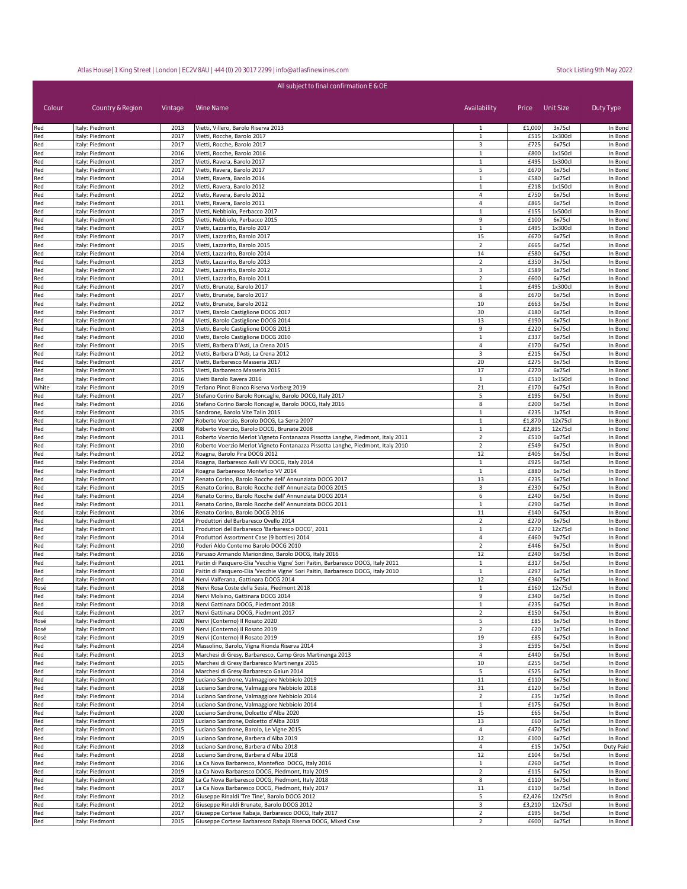Atlas House| 1 King Street | London | EC2V 8AU | +44 (0) 20 3017 2299 | info@atlasfinewines.com

Stock Listing 9th May 2022

All subject to final confirmation E & OE

| Colour | Country & Region | Vintage | Wine Name | Availability | Price | Unit Size | Duty Type |
|---|---|---|---|---|---|---|---|
| Red | Italy: Piedmont | 2013 | Vietti, Villero, Barolo Riserva 2013 | 1 | £1,000 | 3x75cl | In Bond |
| Red | Italy: Piedmont | 2017 | Vietti, Rocche, Barolo 2017 | 1 | £515 | 1x300cl | In Bond |
| Red | Italy: Piedmont | 2017 | Vietti, Rocche, Barolo 2017 | 3 | £725 | 6x75cl | In Bond |
| Red | Italy: Piedmont | 2016 | Vietti, Rocche, Barolo 2016 | 1 | £800 | 1x150cl | In Bond |
| Red | Italy: Piedmont | 2017 | Vietti, Ravera, Barolo 2017 | 1 | £495 | 1x300cl | In Bond |
| Red | Italy: Piedmont | 2017 | Vietti, Ravera, Barolo 2017 | 5 | £670 | 6x75cl | In Bond |
| Red | Italy: Piedmont | 2014 | Vietti, Ravera, Barolo 2014 | 1 | £580 | 6x75cl | In Bond |
| Red | Italy: Piedmont | 2012 | Vietti, Ravera, Barolo 2012 | 1 | £218 | 1x150cl | In Bond |
| Red | Italy: Piedmont | 2012 | Vietti, Ravera, Barolo 2012 | 4 | £750 | 6x75cl | In Bond |
| Red | Italy: Piedmont | 2011 | Vietti, Ravera, Barolo 2011 | 4 | £865 | 6x75cl | In Bond |
| Red | Italy: Piedmont | 2017 | Vietti, Nebbiolo, Perbacco 2017 | 1 | £155 | 1x500cl | In Bond |
| Red | Italy: Piedmont | 2015 | Vietti, Nebbiolo, Perbacco 2015 | 9 | £100 | 6x75cl | In Bond |
| Red | Italy: Piedmont | 2017 | Vietti, Lazzarito, Barolo 2017 | 1 | £495 | 1x300cl | In Bond |
| Red | Italy: Piedmont | 2017 | Vietti, Lazzarito, Barolo 2017 | 15 | £670 | 6x75cl | In Bond |
| Red | Italy: Piedmont | 2015 | Vietti, Lazzarito, Barolo 2015 | 2 | £665 | 6x75cl | In Bond |
| Red | Italy: Piedmont | 2014 | Vietti, Lazzarito, Barolo 2014 | 14 | £580 | 6x75cl | In Bond |
| Red | Italy: Piedmont | 2013 | Vietti, Lazzarito, Barolo 2013 | 2 | £350 | 3x75cl | In Bond |
| Red | Italy: Piedmont | 2012 | Vietti, Lazzarito, Barolo 2012 | 3 | £589 | 6x75cl | In Bond |
| Red | Italy: Piedmont | 2011 | Vietti, Lazzarito, Barolo 2011 | 2 | £600 | 6x75cl | In Bond |
| Red | Italy: Piedmont | 2017 | Vietti, Brunate, Barolo 2017 | 1 | £495 | 1x300cl | In Bond |
| Red | Italy: Piedmont | 2017 | Vietti, Brunate, Barolo 2017 | 8 | £670 | 6x75cl | In Bond |
| Red | Italy: Piedmont | 2012 | Vietti, Brunate, Barolo 2012 | 10 | £663 | 6x75cl | In Bond |
| Red | Italy: Piedmont | 2017 | Vietti, Barolo Castiglione DOCG 2017 | 30 | £180 | 6x75cl | In Bond |
| Red | Italy: Piedmont | 2014 | Vietti, Barolo Castiglione DOCG 2014 | 13 | £190 | 6x75cl | In Bond |
| Red | Italy: Piedmont | 2013 | Vietti, Barolo Castiglione DOCG 2013 | 9 | £220 | 6x75cl | In Bond |
| Red | Italy: Piedmont | 2010 | Vietti, Barolo Castiglione DOCG 2010 | 1 | £337 | 6x75cl | In Bond |
| Red | Italy: Piedmont | 2015 | Vietti, Barbera D'Asti, La Crena 2015 | 4 | £170 | 6x75cl | In Bond |
| Red | Italy: Piedmont | 2012 | Vietti, Barbera D'Asti, La Crena 2012 | 3 | £215 | 6x75cl | In Bond |
| Red | Italy: Piedmont | 2017 | Vietti, Barbaresco Masseria 2017 | 20 | £275 | 6x75cl | In Bond |
| Red | Italy: Piedmont | 2015 | Vietti, Barbaresco Masseria 2015 | 17 | £270 | 6x75cl | In Bond |
| Red | Italy: Piedmont | 2016 | Vietti Barolo Ravera 2016 | 1 | £510 | 1x150cl | In Bond |
| White | Italy: Piedmont | 2019 | Terlano Pinot Bianco Riserva Vorberg 2019 | 21 | £170 | 6x75cl | In Bond |
| Red | Italy: Piedmont | 2017 | Stefano Corino Barolo Roncaglie, Barolo DOCG, Italy 2017 | 5 | £195 | 6x75cl | In Bond |
| Red | Italy: Piedmont | 2016 | Stefano Corino Barolo Roncaglie, Barolo DOCG, Italy 2016 | 8 | £200 | 6x75cl | In Bond |
| Red | Italy: Piedmont | 2015 | Sandrone, Barolo Vite Talin 2015 | 1 | £235 | 1x75cl | In Bond |
| Red | Italy: Piedmont | 2007 | Roberto Voerzio, Borolo DOCG, La Serra 2007 | 1 | £1,870 | 12x75cl | In Bond |
| Red | Italy: Piedmont | 2008 | Roberto Voerzio, Barolo DOCG, Brunate 2008 | 1 | £2,895 | 12x75cl | In Bond |
| Red | Italy: Piedmont | 2011 | Roberto Voerzio Merlot Vigneto Fontanazza Pissotta Langhe, Piedmont, Italy 2011 | 2 | £510 | 6x75cl | In Bond |
| Red | Italy: Piedmont | 2010 | Roberto Voerzio Merlot Vigneto Fontanazza Pissotta Langhe, Piedmont, Italy 2010 | 2 | £549 | 6x75cl | In Bond |
| Red | Italy: Piedmont | 2012 | Roagna, Barolo Pira DOCG 2012 | 12 | £405 | 6x75cl | In Bond |
| Red | Italy: Piedmont | 2014 | Roagna, Barbaresco Asili VV DOCG, Italy 2014 | 1 | £925 | 6x75cl | In Bond |
| Red | Italy: Piedmont | 2014 | Roagna Barbaresco Montefico VV 2014 | 1 | £880 | 6x75cl | In Bond |
| Red | Italy: Piedmont | 2017 | Renato Corino, Barolo Rocche dell' Annunziata DOCG 2017 | 13 | £235 | 6x75cl | In Bond |
| Red | Italy: Piedmont | 2015 | Renato Corino, Barolo Rocche dell' Annunziata DOCG 2015 | 3 | £230 | 6x75cl | In Bond |
| Red | Italy: Piedmont | 2014 | Renato Corino, Barolo Rocche dell' Annunziata DOCG 2014 | 6 | £240 | 6x75cl | In Bond |
| Red | Italy: Piedmont | 2011 | Renato Corino, Barolo Rocche dell' Annunziata DOCG 2011 | 1 | £290 | 6x75cl | In Bond |
| Red | Italy: Piedmont | 2016 | Renato Corino, Barolo DOCG 2016 | 11 | £140 | 6x75cl | In Bond |
| Red | Italy: Piedmont | 2014 | Produttori del Barbaresco Ovello 2014 | 2 | £270 | 6x75cl | In Bond |
| Red | Italy: Piedmont | 2011 | Produttori del Barbaresco 'Barbaresco DOCG', 2011 | 1 | £270 | 12x75cl | In Bond |
| Red | Italy: Piedmont | 2014 | Produttori Assortment Case (9 bottles) 2014 | 4 | £460 | 9x75cl | In Bond |
| Red | Italy: Piedmont | 2010 | Poderi Aldo Conterno Barolo DOCG 2010 | 2 | £446 | 6x75cl | In Bond |
| Red | Italy: Piedmont | 2016 | Parusso Armando Mariondino, Barolo DOCG, Italy 2016 | 12 | £240 | 6x75cl | In Bond |
| Red | Italy: Piedmont | 2011 | Paitin di Pasquero-Elia 'Vecchie Vigne' Sori Paitin, Barbaresco DOCG, Italy 2011 | 1 | £317 | 6x75cl | In Bond |
| Red | Italy: Piedmont | 2010 | Paitin di Pasquero-Elia 'Vecchie Vigne' Sori Paitin, Barbaresco DOCG, Italy 2010 | 1 | £297 | 6x75cl | In Bond |
| Red | Italy: Piedmont | 2014 | Nervi Valferana, Gattinara DOCG 2014 | 12 | £340 | 6x75cl | In Bond |
| Rosé | Italy: Piedmont | 2018 | Nervi Rosa Coste della Sesia, Piedmont 2018 | 1 | £160 | 12x75cl | In Bond |
| Red | Italy: Piedmont | 2014 | Nervi Molsino, Gattinara DOCG 2014 | 9 | £340 | 6x75cl | In Bond |
| Red | Italy: Piedmont | 2018 | Nervi Gattinara DOCG, Piedmont 2018 | 1 | £235 | 6x75cl | In Bond |
| Red | Italy: Piedmont | 2017 | Nervi Gattinara DOCG, Piedmont 2017 | 2 | £150 | 6x75cl | In Bond |
| Rosé | Italy: Piedmont | 2020 | Nervi (Conterno) Il Rosato 2020 | 5 | £85 | 6x75cl | In Bond |
| Rosé | Italy: Piedmont | 2019 | Nervi (Conterno) Il Rosato 2019 | 2 | £20 | 1x75cl | In Bond |
| Rosé | Italy: Piedmont | 2019 | Nervi (Conterno) Il Rosato 2019 | 19 | £85 | 6x75cl | In Bond |
| Red | Italy: Piedmont | 2014 | Massolino, Barolo, Vigna Rionda Riserva 2014 | 3 | £595 | 6x75cl | In Bond |
| Red | Italy: Piedmont | 2013 | Marchesi di Gresy, Barbaresco, Camp Gros Martinenga 2013 | 4 | £440 | 6x75cl | In Bond |
| Red | Italy: Piedmont | 2015 | Marchesi di Gresy Barbaresco Martinenga 2015 | 10 | £255 | 6x75cl | In Bond |
| Red | Italy: Piedmont | 2014 | Marchesi di Gresy Barbaresco Gaiun 2014 | 5 | £525 | 6x75cl | In Bond |
| Red | Italy: Piedmont | 2019 | Luciano Sandrone, Valmaggiore Nebbiolo 2019 | 11 | £110 | 6x75cl | In Bond |
| Red | Italy: Piedmont | 2018 | Luciano Sandrone, Valmaggiore Nebbiolo 2018 | 31 | £120 | 6x75cl | In Bond |
| Red | Italy: Piedmont | 2014 | Luciano Sandrone, Valmaggiore Nebbiolo 2014 | 2 | £35 | 1x75cl | In Bond |
| Red | Italy: Piedmont | 2014 | Luciano Sandrone, Valmaggiore Nebbiolo 2014 | 1 | £175 | 6x75cl | In Bond |
| Red | Italy: Piedmont | 2020 | Luciano Sandrone, Dolcetto d'Alba 2020 | 15 | £65 | 6x75cl | In Bond |
| Red | Italy: Piedmont | 2019 | Luciano Sandrone, Dolcetto d'Alba 2019 | 13 | £60 | 6x75cl | In Bond |
| Red | Italy: Piedmont | 2015 | Luciano Sandrone, Barolo, Le Vigne 2015 | 4 | £470 | 6x75cl | In Bond |
| Red | Italy: Piedmont | 2019 | Luciano Sandrone, Barbera d'Alba 2019 | 12 | £100 | 6x75cl | In Bond |
| Red | Italy: Piedmont | 2018 | Luciano Sandrone, Barbera d'Alba 2018 | 4 | £15 | 1x75cl | Duty Paid |
| Red | Italy: Piedmont | 2018 | Luciano Sandrone, Barbera d'Alba 2018 | 12 | £104 | 6x75cl | In Bond |
| Red | Italy: Piedmont | 2016 | La Ca Nova Barbaresco, Montefico DOCG, Italy 2016 | 1 | £260 | 6x75cl | In Bond |
| Red | Italy: Piedmont | 2019 | La Ca Nova Barbaresco DOCG, Piedmont, Italy 2019 | 2 | £115 | 6x75cl | In Bond |
| Red | Italy: Piedmont | 2018 | La Ca Nova Barbaresco DOCG, Piedmont, Italy 2018 | 8 | £110 | 6x75cl | In Bond |
| Red | Italy: Piedmont | 2017 | La Ca Nova Barbaresco DOCG, Piedmont, Italy 2017 | 11 | £110 | 6x75cl | In Bond |
| Red | Italy: Piedmont | 2012 | Giuseppe Rinaldi 'Tre Tine', Barolo DOCG 2012 | 5 | £2,426 | 12x75cl | In Bond |
| Red | Italy: Piedmont | 2012 | Giuseppe Rinaldi Brunate, Barolo DOCG 2012 | 3 | £3,210 | 12x75cl | In Bond |
| Red | Italy: Piedmont | 2017 | Giuseppe Cortese Rabaja, Barbaresco DOCG, Italy 2017 | 2 | £195 | 6x75cl | In Bond |
| Red | Italy: Piedmont | 2015 | Giuseppe Cortese Barbaresco Rabaja Riserva DOCG, Mixed Case | 2 | £600 | 6x75cl | In Bond |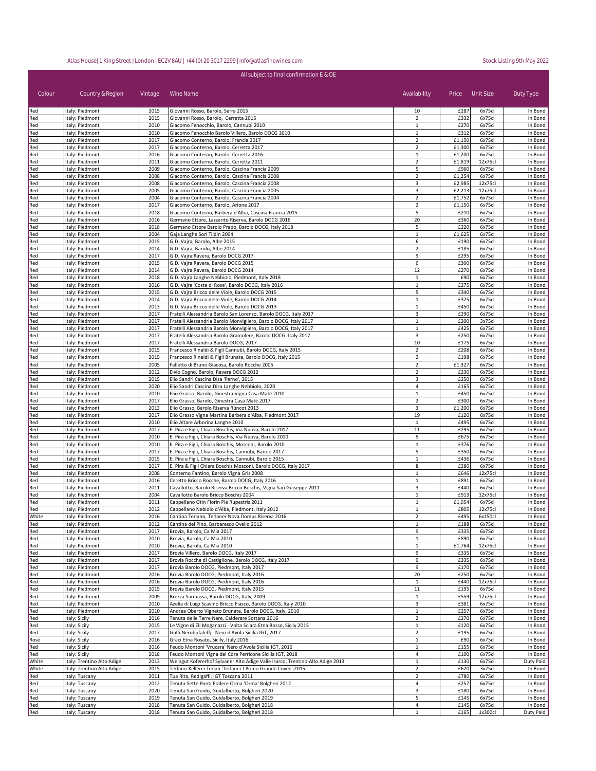Atlas House| 1 King Street | London | EC2V 8AU | +44 (0) 20 3017 2299 | info@atlasfinewines.com

Stock Listing 9th May 2022

All subject to final confirmation E & OE

| Colour | Country & Region | Vintage | Wine Name | Availability | Price | Unit Size | Duty Type |
|---|---|---|---|---|---|---|---|
| Red | Italy: Piedmont | 2015 | Giovanni Rosso, Barolo, Serra 2015 | 10 | £287 | 6x75cl | In Bond |
| Red | Italy: Piedmont | 2015 | Giovanni Rosso, Barolo,  Cerretta 2015 | 2 | £332 | 6x75cl | In Bond |
| Red | Italy: Piedmont | 2010 | Giacomo Fenocchio, Barolo, Cannubi 2010 | 1 | £270 | 6x75cl | In Bond |
| Red | Italy: Piedmont | 2010 | Giacomo Fenocchio Barolo Villero, Barolo DOCG 2010 | 1 | £312 | 6x75cl | In Bond |
| Red | Italy: Piedmont | 2017 | Giacomo Conterno, Barolo, Francia 2017 | 2 | £1,150 | 6x75cl | In Bond |
| Red | Italy: Piedmont | 2017 | Giacomo Conterno, Barolo, Cerretta 2017 | 2 | £1,300 | 6x75cl | In Bond |
| Red | Italy: Piedmont | 2016 | Giacomo Conterno, Barolo, Cerretta 2016 | 1 | £1,200 | 6x75cl | In Bond |
| Red | Italy: Piedmont | 2011 | Giacomo Conterno, Barolo, Cerretta 2011 | 2 | £1,819 | 12x75cl | In Bond |
| Red | Italy: Piedmont | 2009 | Giacomo Conterno, Barolo, Cascina Francia 2009 | 5 | £960 | 6x75cl | In Bond |
| Red | Italy: Piedmont | 2008 | Giacomo Conterno, Barolo, Cascina Francia 2008 | 2 | £1,254 | 6x75cl | In Bond |
| Red | Italy: Piedmont | 2008 | Giacomo Conterno, Barolo, Cascina Francia 2008 | 3 | £2,985 | 12x75cl | In Bond |
| Red | Italy: Piedmont | 2005 | Giacomo Conterno, Barolo, Cascina Francia 2005 | 3 | £2,213 | 12x75cl | In Bond |
| Red | Italy: Piedmont | 2004 | Giacomo Conterno, Barolo, Cascina Francia 2004 | 2 | £1,752 | 6x75cl | In Bond |
| Red | Italy: Piedmont | 2017 | Giacomo Conterno, Barolo, Arione 2017 | 2 | £1,150 | 6x75cl | In Bond |
| Red | Italy: Piedmont | 2018 | Giacomo Conterno, Barbera d'Alba, Cascina Francia 2015 | 5 | £210 | 6x75cl | In Bond |
| Red | Italy: Piedmont | 2016 | Germano Ettore, Lazzarito Riserva, Barolo DOCG 2016 | 20 | £360 | 6x75cl | In Bond |
| Red | Italy: Piedmont | 2018 | Germano Ettore Barolo Prapo, Barolo DOCG, Italy 2018 | 5 | £220 | 6x75cl | In Bond |
| Red | Italy: Piedmont | 2004 | Gaja Langhe Sori Tildin 2004 | 1 | £1,625 | 6x75cl | In Bond |
| Red | Italy: Piedmont | 2015 | G.D. Vajra, Barolo, Albe 2015 | 6 | £190 | 6x75cl | In Bond |
| Red | Italy: Piedmont | 2014 | G.D. Vajra, Barolo, Albe 2014 | 2 | £185 | 6x75cl | In Bond |
| Red | Italy: Piedmont | 2017 | G.D. Vajra Ravera, Barolo DOCG 2017 | 9 | £295 | 6x75cl | In Bond |
| Red | Italy: Piedmont | 2015 | G.D. Vajra Ravera, Barolo DOCG 2015 | 6 | £300 | 6x75cl | In Bond |
| Red | Italy: Piedmont | 2014 | G.D. Vajra Ravera, Barolo DOCG 2014 | 12 | £270 | 6x75cl | In Bond |
| Red | Italy: Piedmont | 2018 | G.D. Vajra Langhe Nebbiolo, Piedmont, Italy 2018 | 1 | £90 | 6x75cl | In Bond |
| Red | Italy: Piedmont | 2016 | G.D. Vajra 'Coste di Rose', Barolo DOCG, Italy 2016 | 1 | £275 | 6x75cl | In Bond |
| Red | Italy: Piedmont | 2015 | G.D. Vajra Bricco delle Viole, Barolo DOCG 2015 | 5 | £340 | 6x75cl | In Bond |
| Red | Italy: Piedmont | 2014 | G.D. Vajra Bricco delle Viole, Barolo DOCG 2014 | 1 | £325 | 6x75cl | In Bond |
| Red | Italy: Piedmont | 2013 | G.D. Vajra Bricco delle Viole, Barolo DOCG 2013 | 1 | £450 | 6x75cl | In Bond |
| Red | Italy: Piedmont | 2017 | Fratelli Alessandria Barolo San Lorenzo, Barolo DOCG, Italy 2017 | 3 | £290 | 6x75cl | In Bond |
| Red | Italy: Piedmont | 2017 | Fratelli Alessandria Barolo Monvigliero, Barolo DOCG, Italy 2017 | 1 | £200 | 3x75cl | In Bond |
| Red | Italy: Piedmont | 2017 | Fratelli Alessandria Barolo Monvigliero, Barolo DOCG, Italy 2017 | 1 | £425 | 6x75cl | In Bond |
| Red | Italy: Piedmont | 2017 | Fratelli Alessandria Barolo Gramolere, Barolo DOCG, Italy 2017 | 3 | £250 | 6x75cl | In Bond |
| Red | Italy: Piedmont | 2017 | Fratelli Alessandria Barolo DOCG, 2017 | 10 | £175 | 6x75cl | In Bond |
| Red | Italy: Piedmont | 2015 | Francesco Rinaldi & Figli Cannubi, Barolo DOCG, Italy 2015 | 2 | £208 | 6x75cl | In Bond |
| Red | Italy: Piedmont | 2015 | Francesco Rinaldi & Figli Brunate, Barolo DOCG, Italy 2015 | 2 | £198 | 6x75cl | In Bond |
| Red | Italy: Piedmont | 2005 | Falletto di Bruno Giacosa, Barolo Rocche 2005 | 2 | £1,327 | 6x75cl | In Bond |
| Red | Italy: Piedmont | 2012 | Elvio Cogno, Barolo, Ravera DOCG 2012 | 2 | £230 | 6x75cl | In Bond |
| Red | Italy: Piedmont | 2015 | Elio Sandri Cascina Disa 'Perno', 2015 | 3 | £250 | 6x75cl | In Bond |
| Red | Italy: Piedmont | 2020 | Elio Sandri Cascina Disa Langhe Nebbiolo, 2020 | 4 | £165 | 6x75cl | In Bond |
| Red | Italy: Piedmont | 2010 | Elio Grasso, Barolo, Ginestra Vigna Casa Maté 2010 | 1 | £450 | 6x75cl | In Bond |
| Red | Italy: Piedmont | 2017 | Elio Grasso, Barolo, Ginestra Casa Maté 2017 | 2 | £300 | 6x75cl | In Bond |
| Red | Italy: Piedmont | 2013 | Elio Grasso, Barolo Riserva Rüncot 2013 | 3 | £1,200 | 6x75cl | In Bond |
| Red | Italy: Piedmont | 2017 | Elio Grasso Vigna Martina Barbera d'Alba, Piedmont 2017 | 19 | £120 | 6x75cl | In Bond |
| Red | Italy: Piedmont | 2010 | Elio Altare Arborina Langhe 2010 | 1 | £495 | 6x75cl | In Bond |
| Red | Italy: Piedmont | 2017 | E. Pira e Figli, Chiara Boschis, Via Nuova, Barolo 2017 | 11 | £295 | 6x75cl | In Bond |
| Red | Italy: Piedmont | 2010 | E. Pira e Figli, Chiara Boschis, Via Nuova, Barolo 2010 | 5 | £675 | 6x75cl | In Bond |
| Red | Italy: Piedmont | 2010 | E. Pira e Figli, Chiara Boschis, Mosconi, Barolo 2010 | 1 | £376 | 6x75cl | In Bond |
| Red | Italy: Piedmont | 2017 | E. Pira e Figli, Chiara Boschis, Cannubi, Barolo 2017 | 5 | £350 | 6x75cl | In Bond |
| Red | Italy: Piedmont | 2015 | E. Pira e Figli, Chiara Boschis, Cannubi, Barolo 2015 | 1 | £436 | 6x75cl | In Bond |
| Red | Italy: Piedmont | 2017 | E. Pira & Figli Chiara Boschis Mosconi, Barolo DOCG, Italy 2017 | 8 | £280 | 6x75cl | In Bond |
| Red | Italy: Piedmont | 2008 | Conterno Fantino, Barolo Vigna Gris 2008 | 1 | £646 | 12x75cl | In Bond |
| Red | Italy: Piedmont | 2016 | Ceretto Bricco Rocche, Barolo DOCG, Italy 2016 | 1 | £891 | 6x75cl | In Bond |
| Red | Italy: Piedmont | 2011 | Cavallotto, Barolo Riserva Bricco Boschis, Vigna San Guiseppe 2011 | 3 | £440 | 6x75cl | In Bond |
| Red | Italy: Piedmont | 2004 | Cavallotto Barolo Bricco Boschis 2004 | 1 | £913 | 12x75cl | In Bond |
| Red | Italy: Piedmont | 2011 | Cappellano Otin Fiorin Pie Rupestris 2011 | 1 | £1,054 | 6x75cl | In Bond |
| Red | Italy: Piedmont | 2012 | Cappellano Nebiolo d'Alba, Piedmont, Italy 2012 | 1 | £805 | 12x75cl | In Bond |
| White | Italy: Piedmont | 2016 | Cantina Terlano, Terlaner Nova Domus Riserva 2016 | 2 | £495 | 6x150cl | In Bond |
| Red | Italy: Piedmont | 2012 | Cantina del Pino, Barbaresco Ovello 2012 | 1 | £188 | 6x75cl | In Bond |
| Red | Italy: Piedmont | 2017 | Brovia, Barolo, Ca Mia 2017 | 9 | £335 | 6x75cl | In Bond |
| Red | Italy: Piedmont | 2010 | Brovia, Barolo, Ca Mia 2010 | 1 | £890 | 6x75cl | In Bond |
| Red | Italy: Piedmont | 2010 | Brovia, Barolo, Ca Mia 2010 | 1 | £1,764 | 12x75cl | In Bond |
| Red | Italy: Piedmont | 2017 | Brovia Villero, Barolo DOCG, Italy 2017 | 9 | £335 | 6x75cl | In Bond |
| Red | Italy: Piedmont | 2017 | Brovia Rocche di Castiglione, Barolo DOCG, Italy 2017 | 9 | £335 | 6x75cl | In Bond |
| Red | Italy: Piedmont | 2017 | Brovia Barolo DOCG, Piedmont, Italy 2017 | 9 | £170 | 6x75cl | In Bond |
| Red | Italy: Piedmont | 2016 | Brovia Barolo DOCG, Piedmont, Italy 2016 | 20 | £250 | 6x75cl | In Bond |
| Red | Italy: Piedmont | 2016 | Brovia Barolo DOCG, Piedmont, Italy 2016 | 1 | £440 | 12x75cl | In Bond |
| Red | Italy: Piedmont | 2015 | Brovia Barolo DOCG, Piedmont, Italy 2015 | 11 | £195 | 6x75cl | In Bond |
| Red | Italy: Piedmont | 2009 | Brezza Sarmassa, Barolo DOCG, Italy, 2009 | 1 | £559 | 12x75cl | In Bond |
| Red | Italy: Piedmont | 2010 | Azelia di Luigi Scavino Bricco Fiasco, Barolo DOCG, Italy 2010 | 3 | £381 | 6x75cl | In Bond |
| Red | Italy: Piedmont | 2010 | Andrea Oberto Vigneto Brunate, Barolo DOCG, Italy, 2010 | 1 | £257 | 6x75cl | In Bond |
| Red | Italy: Sicily | 2016 | Tenuta delle Terre Nere, Calderare Sottana 2016 | 2 | £270 | 6x75cl | In Bond |
| Red | Italy: Sicily | 2015 | Le Vigne di Eli Moganazzi - Volta Sciara Etna Rosso, Sicily 2015 | 1 | £120 | 6x75cl | In Bond |
| Red | Italy: Sicily | 2017 | Gulfi Nerobufaleffj,  Nero d'Avola Sicilia IGT, 2017 | 2 | £195 | 6x75cl | In Bond |
| Rosé | Italy: Sicily | 2016 | Graci Etna Rosato, Sicily, Italy 2016 | 1 | £90 | 6x75cl | In Bond |
| Red | Italy: Sicily | 2016 | Feudo Montoni 'Vrucara' Nero d'Avola Sicilia IGT, 2016 | 1 | £155 | 6x75cl | In Bond |
| Red | Italy: Sicily | 2018 | Feudo Montoni Vigna del Core Perricone Sicilia IGT, 2018 | 4 | £100 | 6x75cl | In Bond |
| White | Italy: Trentino Alto Adige | 2013 | Weingut Kofererhof Sylvaner Alto Adige Valle Isarco, Trentino-Alto Adige 2013 | 1 | £130 | 6x75cl | Duty Paid |
| White | Italy: Trentino Alto Adige | 2015 | Terlano-Kellerei Terlan 'Terlaner I Primo Grande Cuvee',2015 | 2 | £620 | 3x75cl | In Bond |
| Red | Italy: Tuscany | 2011 | Tua Rita, Redigaffi, IGT Toscana 2011 | 2 | £780 | 6x75cl | In Bond |
| Red | Italy: Tuscany | 2012 | Tenuta Sette Ponti Podere Orma 'Orma' Bolgheri 2012 | 4 | £257 | 6x75cl | In Bond |
| Red | Italy: Tuscany | 2020 | Tenuta San Guido, Guidalberto, Bolgheri 2020 | 3 | £180 | 6x75cl | In Bond |
| Red | Italy: Tuscany | 2019 | Tenuta San Guido, Guidalberto, Bolgheri 2019 | 5 | £145 | 6x75cl | In Bond |
| Red | Italy: Tuscany | 2018 | Tenuta San Guido, Guidalberto, Bolgheri 2018 | 4 | £145 | 6x75cl | In Bond |
| Red | Italy: Tuscany | 2018 | Tenuta San Guido, Guidalberto, Bolgheri 2018 | 1 | £165 | 1x300cl | Duty Paid |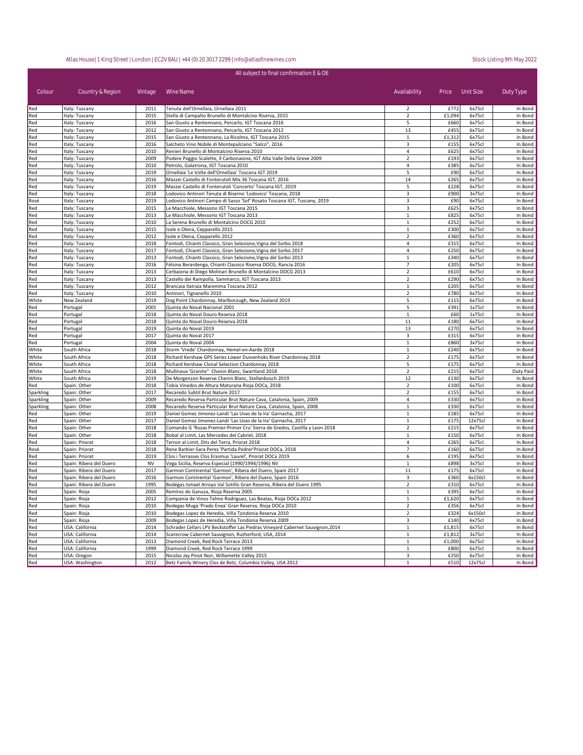Atlas House| 1 King Street | London | EC2V 8AU | +44 (0) 20 3017 2299 | info@atlasfinewines.com

Stock Listing 9th May 2022

All subject to final confirmation E & OE

| Colour | Country & Region | Vintage | Wine Name | Availability | Price | Unit Size | Duty Type |
|---|---|---|---|---|---|---|---|
| Red | Italy: Tuscany | 2011 | Tenuta dell'Ornellaia, Ornellaia 2011 | 2 | £772 | 6x75cl | In Bond |
| Red | Italy: Tuscany | 2015 | Stella di Campalto Brunello di Montalcino Riserva, 2015 | 2 | £1,094 | 6x75cl | In Bond |
| Red | Italy: Tuscany | 2016 | San Giusto a Rentennano, Percarlo, IGT Toscana 2016 | 5 | £660 | 6x75cl | In Bond |
| Red | Italy: Tuscany | 2012 | San Giusto a Rentennano, Percarlo, IGT Toscana 2012 | 13 | £455 | 6x75cl | In Bond |
| Red | Italy: Tuscany | 2015 | San Giusto a Rentennano, La Ricolma, IGT Toscana 2015 | 1 | £1,312 | 6x75cl | In Bond |
| Red | Italy: Tuscany | 2016 | Salcheto Vino Nobile di Montepulciano "Salco", 2016 | 3 | £155 | 6x75cl | In Bond |
| Red | Italy: Tuscany | 2010 | Renieri Brunello di Montalcino Riserva 2010 | 4 | £625 | 6x75cl | In Bond |
| Red | Italy: Tuscany | 2009 | Podere Poggio Scalette, Il Carbonaione, IGT Alta Valle Della Greve 2009 | 2 | £193 | 6x75cl | In Bond |
| Red | Italy: Tuscany | 2010 | Petrolo, Galatrona, IGT Toscana 2010 | 4 | £385 | 6x75cl | In Bond |
| Red | Italy: Tuscany | 2019 | Ornellaia 'Le Volte dell'Ornellaia' Toscana IGT 2019 | 5 | £90 | 6x75cl | In Bond |
| Red | Italy: Tuscany | 2016 | Mazzei Castello di Fonterutoli Mix 36 Toscana IGT, 2016 | 14 | £265 | 6x75cl | In Bond |
| Red | Italy: Tuscany | 2019 | Mazzei Castello di Fonterutoli 'Concerto' Toscana IGT, 2019 | 5 | £228 | 6x75cl | In Bond |
| Red | Italy: Tuscany | 2018 | Lodovico Antinori Tenuta di Biserno 'Lodovico' Toscana, 2018 | 3 | £900 | 3x75cl | In Bond |
| Rosé | Italy: Tuscany | 2019 | Lodovico Antinori Campo di Sasso 'Sof' Rosato Toscana IGT, Tuscany, 2019 | 3 | £90 | 6x75cl | In Bond |
| Red | Italy: Tuscany | 2015 | Le Macchiole, Messorio IGT Toscana 2015 | 3 | £625 | 6x75cl | In Bond |
| Red | Italy: Tuscany | 2013 | Le Macchiole, Messorio IGT Toscana 2013 | 1 | £825 | 6x75cl | In Bond |
| Red | Italy: Tuscany | 2010 | La Serena Brunello di Montalcino DOCG 2010 | 1 | £252 | 6x75cl | In Bond |
| Red | Italy: Tuscany | 2015 | Isole e Olena, Cepparello 2015 | 1 | £300 | 6x75cl | In Bond |
| Red | Italy: Tuscany | 2012 | Isole e Olena, Cepparello 2012 | 2 | £360 | 6x75cl | In Bond |
| Red | Italy: Tuscany | 2018 | Fontodi, Chianti Classico, Gran Selezione,Vigna del Sorbo 2018 | 4 | £315 | 6x75cl | In Bond |
| Red | Italy: Tuscany | 2017 | Fontodi, Chianti Classico, Gran Selezione,Vigna del Sorbo 2017 | 4 | £250 | 6x75cl | In Bond |
| Red | Italy: Tuscany | 2013 | Fontodi, Chianti Classico, Gran Selezione,Vigna del Sorbo 2013 | 1 | £340 | 6x75cl | In Bond |
| Red | Italy: Tuscany | 2016 | Fèlsina Berardenga, Chianti Classico Riserva DOCG, Rancia 2016 | 7 | £205 | 6x75cl | In Bond |
| Red | Italy: Tuscany | 2013 | Cerbaiona di Diego Molinari Brunello di Montalcino DOCG 2013 | 2 | £610 | 6x75cl | In Bond |
| Red | Italy: Tuscany | 2013 | Castello dei Rampolla, Sammarco, IGT Toscana 2013 | 2 | £290 | 6x75cl | In Bond |
| Red | Italy: Tuscany | 2012 | Brancaia Ilatraia Maremma Toscana 2012 | 1 | £205 | 6x75cl | In Bond |
| Red | Italy: Tuscany | 2010 | Antinori, Tignanello 2010 | 2 | £780 | 6x75cl | In Bond |
| White | New Zealand | 2019 | Dog Point Chardonnay, Marlborough, New Zealand 2019 | 5 | £115 | 6x75cl | In Bond |
| Red | Portugal | 2001 | Quinta do Noval Nacional 2001 | 5 | £391 | 1x75cl | In Bond |
| Red | Portugal | 2018 | Quinta do Noval Douro Reserva 2018 | 1 | £60 | 1x75cl | In Bond |
| Red | Portugal | 2018 | Quinta do Noval Douro Reserva 2018 | 11 | £180 | 6x75cl | In Bond |
| Red | Portugal | 2019 | Quinta do Noval 2019 | 13 | £270 | 6x75cl | In Bond |
| Red | Portugal | 2017 | Quinta do Noval 2017 | 3 | £315 | 6x75cl | In Bond |
| Red | Portugal | 2004 | Quinta do Noval 2004 | 1 | £860 | 3x75cl | In Bond |
| White | South Africa | 2018 | Storm 'Vrede' Chardonnay, Hemel-en-Aarde 2018 | 1 | £240 | 6x75cl | In Bond |
| White | South Africa | 2018 | Richard Kershaw GPS Series Lower Duivenhoks River Chardonnay 2018 | 2 | £175 | 6x75cl | In Bond |
| White | South Africa | 2018 | Richard Kershaw Clonal Selection Chardonnay 2018 | 5 | £175 | 6x75cl | In Bond |
| White | South Africa | 2018 | Mullineux 'Granite'' Chenin Blanc, Swartland 2018 | 2 | £215 | 6x75cl | Duty Paid |
| White | South Africa | 2019 | De Morgenzon Reserve Chenin Blanc, Stellenbosch 2019 | 12 | £130 | 6x75cl | In Bond |
| Red | Spain: Other | 2018 | Tobia Vinedos de Altura Maturana Rioja DOCa, 2018 | 2 | £100 | 6x75cl | In Bond |
| Sparkling | Spain: Other | 2017 | Recaredo Subtil Brut Nature 2017 | 2 | £155 | 6x75cl | In Bond |
| Sparkling | Spain: Other | 2009 | Recaredo Reserva Particular Brut Nature Cava, Catalonia, Spain, 2009 | 4 | £330 | 6x75cl | In Bond |
| Sparkling | Spain: Other | 2008 | Recaredo Reserva Particular Brut Nature Cava, Catalonia, Spain, 2008 | 1 | £330 | 6x75cl | In Bond |
| Red | Spain: Other | 2019 | Daniel Gomez Jimenez-Landi 'Las Uvas de la Ira' Garnacha, 2017 | 1 | £185 | 6x75cl | In Bond |
| Red | Spain: Other | 2017 | Daniel Gomez Jimenez-Landi 'Las Uvas de la Ira' Garnacha, 2017 | 1 | £175 | 12x75cl | In Bond |
| Red | Spain: Other | 2018 | Comando G 'Rozas Premier-Primer Cru' Sierra de Gredos, Castilla y Leon 2018 | 2 | £215 | 6x75cl | In Bond |
| Red | Spain: Other | 2018 | Bobal al Limit, Las Mercedes del Cabriel, 2018 | 1 | £150 | 6x75cl | In Bond |
| Red | Spain: Priorat | 2018 | Terroir al Limit, Dits del Terra, Priorat 2018 | 4 | £265 | 6x75cl | In Bond |
| Rosé | Spain: Priorat | 2018 | Rene Barbier-Sara Perez 'Partida Pedrer'Priorat DOCa, 2018 | 7 | £160 | 6x75cl | In Bond |
| Red | Spain: Priorat | 2019 | Clos i Terrasses Clos Erasmus 'Laurel', Priorat DOCa 2019 | 6 | £195 | 6x75cl | In Bond |
| Red | Spain: Ribera del Duero | NV | Vega Sicilia, Reserva Especial (1990/1994/1996) NV | 1 | £898 | 3x75cl | In Bond |
| Red | Spain: Ribera del Duero | 2017 | Garmon Continental 'Garmon', Ribera del Duero, Spain 2017 | 11 | £175 | 6x75cl | In Bond |
| Red | Spain: Ribera del Duero | 2016 | Garmon Continental 'Garmon', Ribera del Duero, Spain 2016 | 3 | £360 | 6x150cl | In Bond |
| Red | Spain: Ribera del Duero | 1995 | Bodegas Ismael Arroyo Val Sotillo Gran Reserva, Ribera del Duero 1995 | 2 | £310 | 6x75cl | In Bond |
| Red | Spain: Rioja | 2005 | Remirez de Ganuza, Rioja Reserva 2005 | 1 | £395 | 6x75cl | In Bond |
| Red | Spain: Rioja | 2012 | Compania de Vinos Telmo Rodriguez, Las Beatas, Rioja DOCa 2012 | 1 | £1,620 | 6x75cl | In Bond |
| Red | Spain: Rioja | 2010 | Bodegas Muga 'Prado Enea' Gran Reserva, Rioja DOCa 2010 | 2 | £356 | 6x75cl | In Bond |
| Red | Spain: Rioja | 2010 | Bodegas Lopez de Heredia, Viña Tondonia Reserva 2010 | 2 | £324 | 6x150cl | In Bond |
| Red | Spain: Rioja | 2009 | Bodegas Lopez de Heredia, Viña Tondonia Reserva 2009 | 3 | £140 | 6x75cl | In Bond |
| Red | USA: California | 2014 | Schrader Cellars LPV Beckstoffer Las Piedras Vineyard Cabernet Sauvignon,2014 | 1 | £1,815 | 6x75cl | In Bond |
| Red | USA: California | 2014 | Scarecrow Cabernet Sauvignon, Rutherford, USA, 2014 | 1 | £1,812 | 3x75cl | In Bond |
| Red | USA: California | 2013 | Diamond Creek, Red Rock Terrace 2013 | 1 | £1,000 | 6x75cl | In Bond |
| Red | USA: California | 1999 | Diamond Creek, Red Rock Terrace 1999 | 1 | £800 | 6x75cl | In Bond |
| Red | USA: Oregon | 2015 | Nicolas Jay Pinot Noir, Willamette Valley 2015 | 3 | £250 | 6x75cl | In Bond |
| Red | USA: Washington | 2012 | Betz Family Winery Clos de Betz, Columbia Valley, USA 2012 | 1 | £510 | 12x75cl | In Bond |